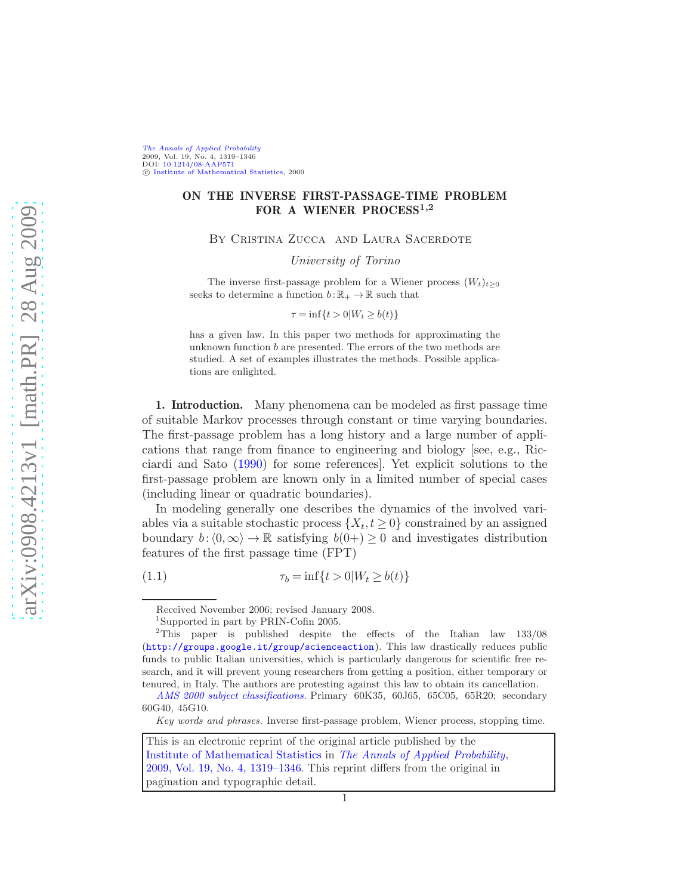# ON THE INVERSE FIRST-PASSAGE-TIME PROBLEM FOR A WIENER PROCESS[1,2]

By Cristina Zucca and Laura Sacerdote

*University of Torino*

The inverse first-passage problem for a Wiener process $(W_t)_{t\geq 0}$ seeks to determine a function $b:\mathbb{R}_+ \to \mathbb{R}$ such that

$$\tau = \inf\{t > 0 | W_t \geq b(t)\}$$

has a given law. In this paper two methods for approximating the unknown function $b$ are presented. The errors of the two methods are studied. A set of examples illustrates the methods. Possible applications are enlighted.

**1. Introduction.** Many phenomena can be modeled as first passage time of suitable Markov processes through constant or time varying boundaries. The first-passage problem has a long history and a large number of applications that range from finance to engineering and biology [see, e.g., Ricciardi and Sato (1990) for some references]. Yet explicit solutions to the first-passage problem are known only in a limited number of special cases (including linear or quadratic boundaries).

In modeling generally one describes the dynamics of the involved variables via a suitable stochastic process $\{X_t, t \geq 0\}$ constrained by an assigned boundary $b:\langle 0,\infty\rangle \to \mathbb{R}$ satisfying $b(0+) \geq 0$ and investigates distribution features of the first passage time (FPT)

$$\tau_b = \inf\{t > 0 | W_t \geq b(t)\} \tag{1.1}$$

---

Received November 2006; revised January 2008.

[1]Supported in part by PRIN-Cofin 2005.

[2]This paper is published despite the effects of the Italian law 133/08 (http://groups.google.it/group/scienceaction). This law drastically reduces public funds to public Italian universities, which is particularly dangerous for scientific free research, and it will prevent young researchers from getting a position, either temporary or tenured, in Italy. The authors are protesting against this law to obtain its cancellation.

*AMS 2000 subject classifications.* Primary 60K35, 60J65, 65C05, 65R20; secondary 60G40, 45G10.

*Key words and phrases.* Inverse first-passage problem, Wiener process, stopping time.

This is an electronic reprint of the original article published by the Institute of Mathematical Statistics in *The Annals of Applied Probability*, 2009, Vol. 19, No. 4, 1319–1346. This reprint differs from the original in pagination and typographic detail.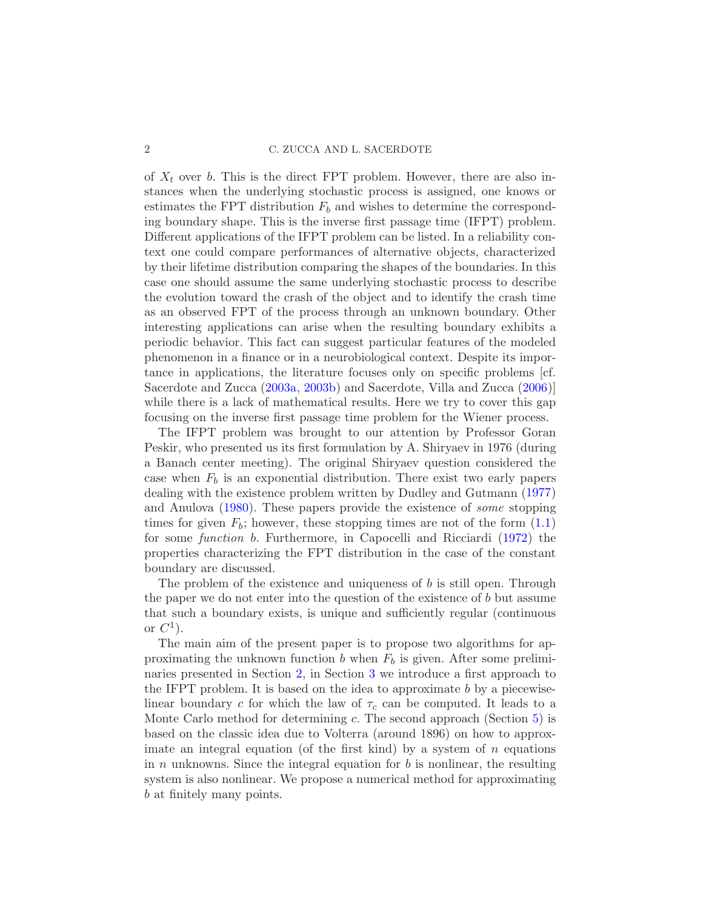of $X_t$ over $b$. This is the direct FPT problem. However, there are also instances when the underlying stochastic process is assigned, one knows or estimates the FPT distribution $F_b$ and wishes to determine the corresponding boundary shape. This is the inverse first passage time (IFPT) problem. Different applications of the IFPT problem can be listed. In a reliability context one could compare performances of alternative objects, characterized by their lifetime distribution comparing the shapes of the boundaries. In this case one should assume the same underlying stochastic process to describe the evolution toward the crash of the object and to identify the crash time as an observed FPT of the process through an unknown boundary. Other interesting applications can arise when the resulting boundary exhibits a periodic behavior. This fact can suggest particular features of the modeled phenomenon in a finance or in a neurobiological context. Despite its importance in applications, the literature focuses only on specific problems [cf. Sacerdote and Zucca (2003a, 2003b) and Sacerdote, Villa and Zucca (2006)] while there is a lack of mathematical results. Here we try to cover this gap focusing on the inverse first passage time problem for the Wiener process.

The IFPT problem was brought to our attention by Professor Goran Peskir, who presented us its first formulation by A. Shiryaev in 1976 (during a Banach center meeting). The original Shiryaev question considered the case when $F_b$ is an exponential distribution. There exist two early papers dealing with the existence problem written by Dudley and Gutmann (1977) and Anulova (1980). These papers provide the existence of *some* stopping times for given $F_b$; however, these stopping times are not of the form (1.1) for some *function* $b$. Furthermore, in Capocelli and Ricciardi (1972) the properties characterizing the FPT distribution in the case of the constant boundary are discussed.

The problem of the existence and uniqueness of $b$ is still open. Through the paper we do not enter into the question of the existence of $b$ but assume that such a boundary exists, is unique and sufficiently regular (continuous or $C^1$).

The main aim of the present paper is to propose two algorithms for approximating the unknown function $b$ when $F_b$ is given. After some preliminaries presented in Section 2, in Section 3 we introduce a first approach to the IFPT problem. It is based on the idea to approximate $b$ by a piecewise-linear boundary $c$ for which the law of $\tau_c$ can be computed. It leads to a Monte Carlo method for determining $c$. The second approach (Section 5) is based on the classic idea due to Volterra (around 1896) on how to approximate an integral equation (of the first kind) by a system of $n$ equations in $n$ unknowns. Since the integral equation for $b$ is nonlinear, the resulting system is also nonlinear. We propose a numerical method for approximating $b$ at finitely many points.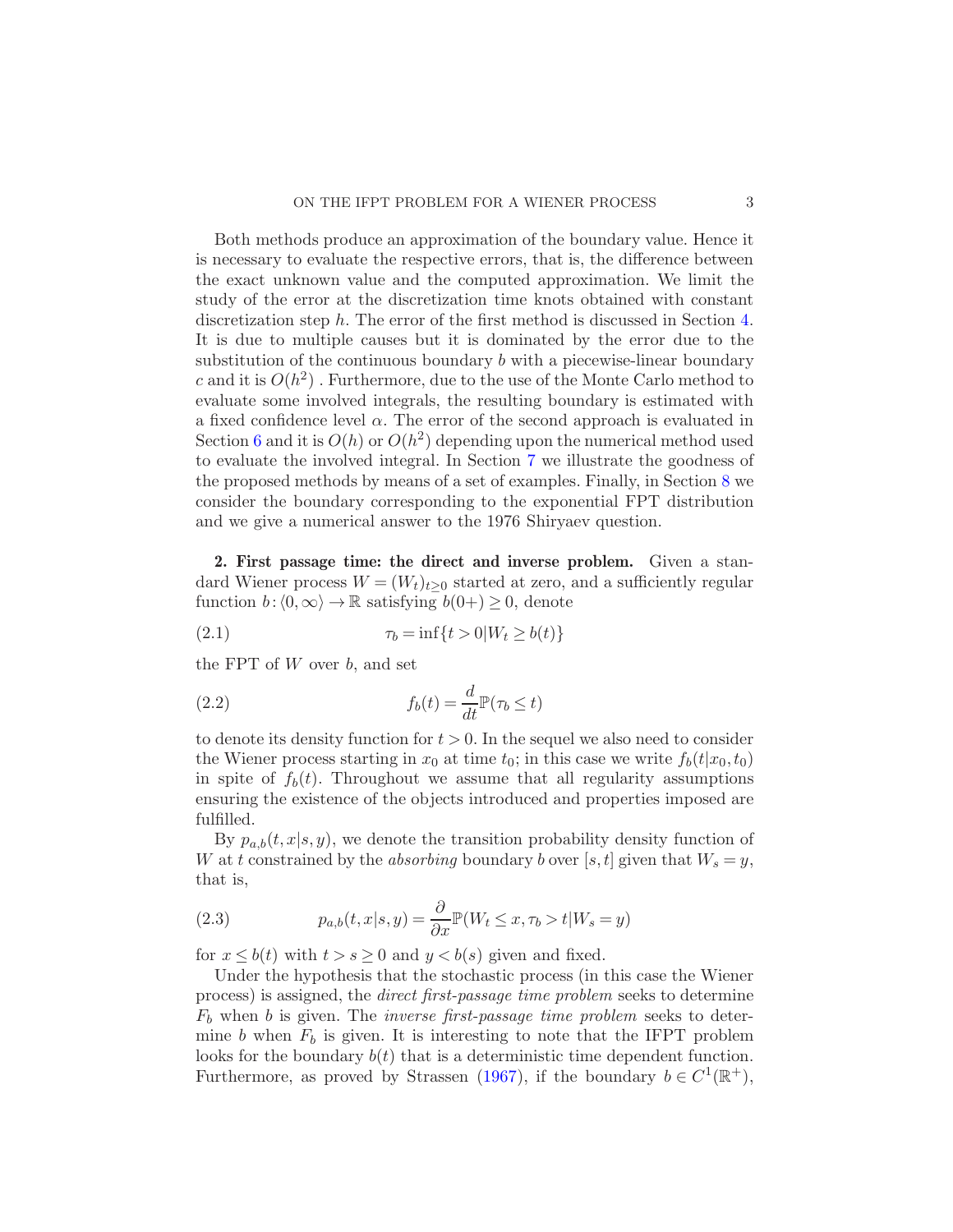Both methods produce an approximation of the boundary value. Hence it is necessary to evaluate the respective errors, that is, the difference between the exact unknown value and the computed approximation. We limit the study of the error at the discretization time knots obtained with constant discretization step $h$. The error of the first method is discussed in Section 4. It is due to multiple causes but it is dominated by the error due to the substitution of the continuous boundary $b$ with a piecewise-linear boundary $c$ and it is $O(h^2)$ . Furthermore, due to the use of the Monte Carlo method to evaluate some involved integrals, the resulting boundary is estimated with a fixed confidence level $\alpha$. The error of the second approach is evaluated in Section 6 and it is $O(h)$ or $O(h^2)$ depending upon the numerical method used to evaluate the involved integral. In Section 7 we illustrate the goodness of the proposed methods by means of a set of examples. Finally, in Section 8 we consider the boundary corresponding to the exponential FPT distribution and we give a numerical answer to the 1976 Shiryaev question.

**2. First passage time: the direct and inverse problem.** Given a standard Wiener process $W = (W_t)_{t\geq 0}$ started at zero, and a sufficiently regular function $b\colon \langle 0, \infty\rangle \to \mathbb{R}$ satisfying $b(0+) \geq 0$, denote

$$\tau_b = \inf\{t > 0 | W_t \geq b(t)\} \tag{2.1}$$

the FPT of $W$ over $b$, and set

$$f_b(t) = \frac{d}{dt}\mathbb{P}(\tau_b \leq t) \tag{2.2}$$

to denote its density function for $t > 0$. In the sequel we also need to consider the Wiener process starting in $x_0$ at time $t_0$; in this case we write $f_b(t|x_0, t_0)$ in spite of $f_b(t)$. Throughout we assume that all regularity assumptions ensuring the existence of the objects introduced and properties imposed are fulfilled.

By $p_{a,b}(t, x|s, y)$, we denote the transition probability density function of $W$ at $t$ constrained by the *absorbing* boundary $b$ over $[s, t]$ given that $W_s = y$, that is,

$$p_{a,b}(t, x|s, y) = \frac{\partial}{\partial x}\mathbb{P}(W_t \leq x, \tau_b > t|W_s = y) \tag{2.3}$$

for $x \leq b(t)$ with $t > s \geq 0$ and $y < b(s)$ given and fixed.

Under the hypothesis that the stochastic process (in this case the Wiener process) is assigned, the *direct first-passage time problem* seeks to determine $F_b$ when $b$ is given. The *inverse first-passage time problem* seeks to determine $b$ when $F_b$ is given. It is interesting to note that the IFPT problem looks for the boundary $b(t)$ that is a deterministic time dependent function. Furthermore, as proved by Strassen (1967), if the boundary $b \in C^1(\mathbb{R}^+)$,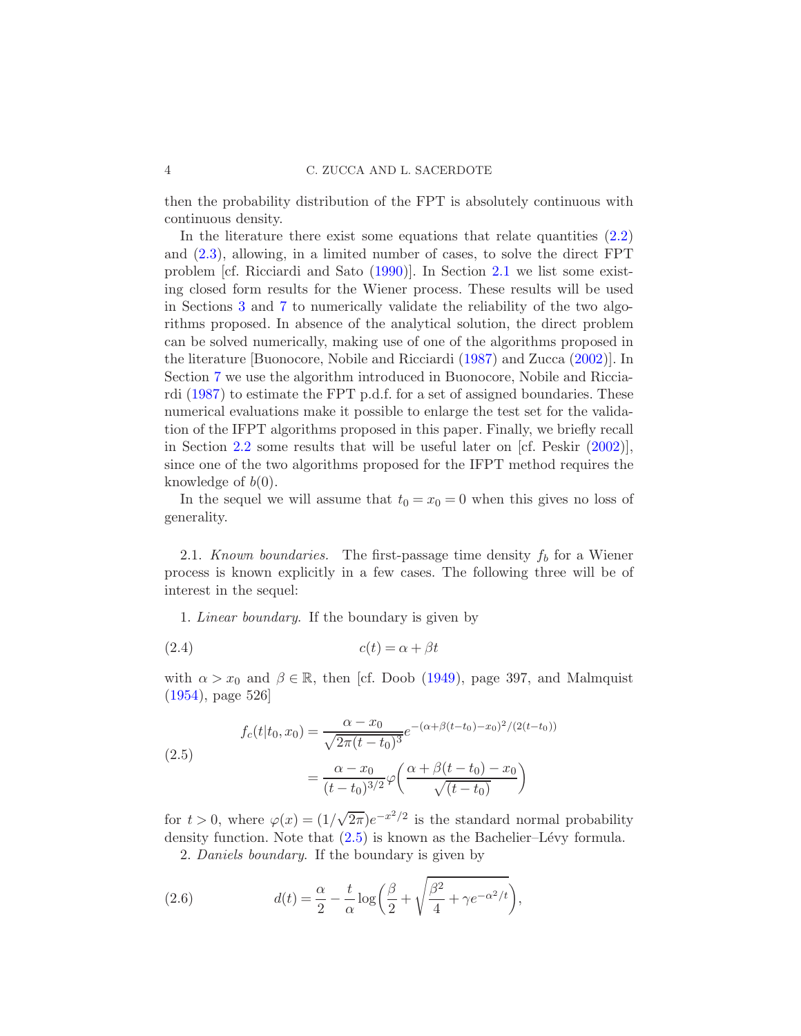then the probability distribution of the FPT is absolutely continuous with continuous density.

In the literature there exist some equations that relate quantities (2.2) and (2.3), allowing, in a limited number of cases, to solve the direct FPT problem [cf. Ricciardi and Sato (1990)]. In Section 2.1 we list some existing closed form results for the Wiener process. These results will be used in Sections 3 and 7 to numerically validate the reliability of the two algorithms proposed. In absence of the analytical solution, the direct problem can be solved numerically, making use of one of the algorithms proposed in the literature [Buonocore, Nobile and Ricciardi (1987) and Zucca (2002)]. In Section 7 we use the algorithm introduced in Buonocore, Nobile and Ricciardi (1987) to estimate the FPT p.d.f. for a set of assigned boundaries. These numerical evaluations make it possible to enlarge the test set for the validation of the IFPT algorithms proposed in this paper. Finally, we briefly recall in Section 2.2 some results that will be useful later on [cf. Peskir (2002)], since one of the two algorithms proposed for the IFPT method requires the knowledge of $b(0)$.

In the sequel we will assume that $t_0 = x_0 = 0$ when this gives no loss of generality.

2.1. *Known boundaries.* The first-passage time density $f_b$ for a Wiener process is known explicitly in a few cases. The following three will be of interest in the sequel:

1. *Linear boundary.* If the boundary is given by

$$c(t) = \alpha + \beta t \tag{2.4}$$

with $\alpha > x_0$ and $\beta \in \mathbb{R}$, then [cf. Doob (1949), page 397, and Malmquist (1954), page 526]

$$\begin{aligned} f_c(t|t_0, x_0) &= \frac{\alpha - x_0}{\sqrt{2\pi(t-t_0)^3}} e^{-(\alpha + \beta(t-t_0) - x_0)^2/(2(t-t_0))} \\ &= \frac{\alpha - x_0}{(t-t_0)^{3/2}} \varphi\biggl(\frac{\alpha + \beta(t-t_0) - x_0}{\sqrt{(t-t_0)}}\biggr) \end{aligned} \tag{2.5}$$

for $t > 0$, where $\varphi(x) = (1/\sqrt{2\pi}) e^{-x^2/2}$ is the standard normal probability density function. Note that (2.5) is known as the Bachelier–Lévy formula.

2. *Daniels boundary.* If the boundary is given by

$$d(t) = \frac{\alpha}{2} - \frac{t}{\alpha} \log\biggl(\frac{\beta}{2} + \sqrt{\frac{\beta^2}{4} + \gamma e^{-\alpha^2/t}}\biggr), \tag{2.6}$$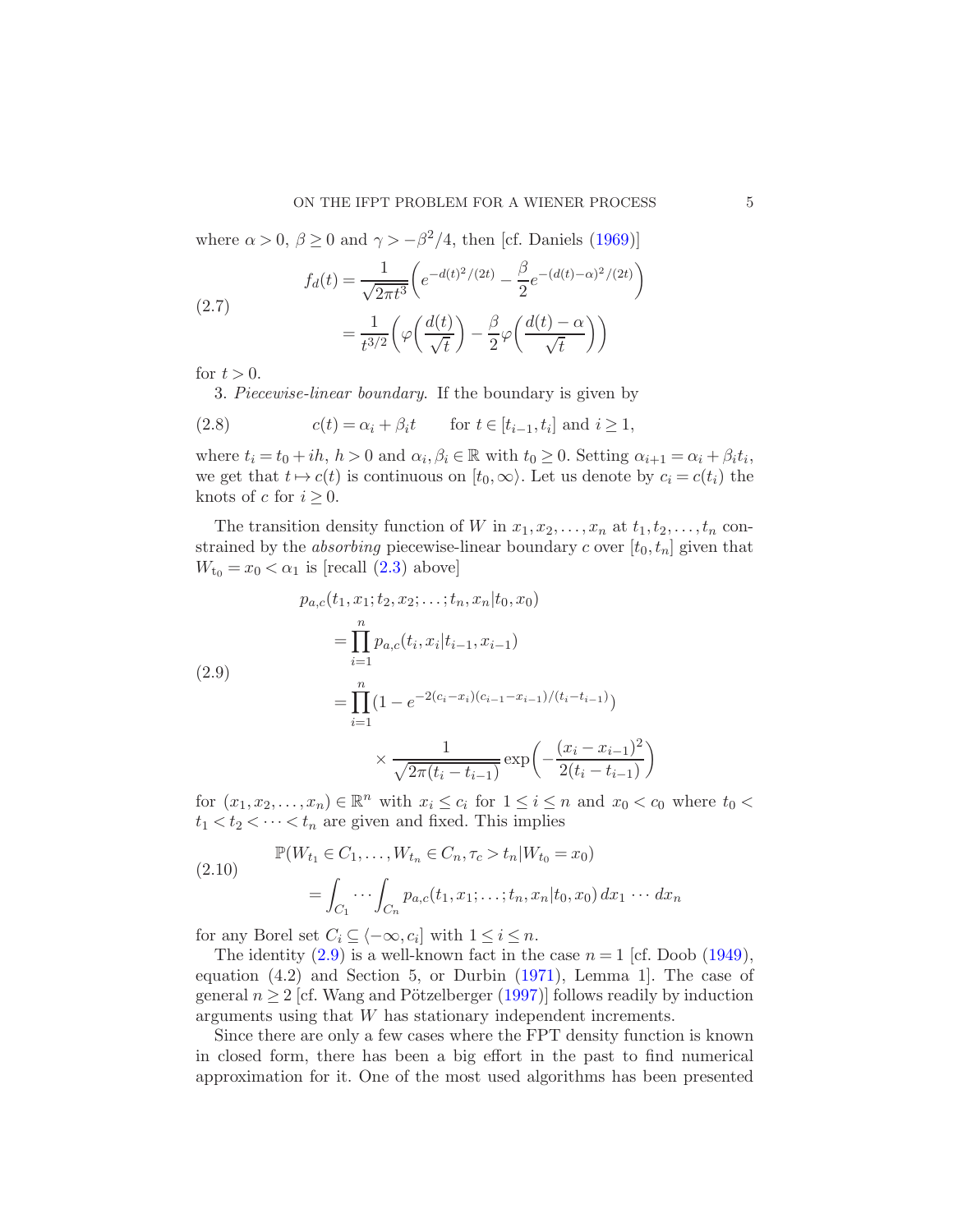where $\alpha > 0$, $\beta \geq 0$ and $\gamma > -\beta^2/4$, then [cf. Daniels (1969)]

$$
\begin{aligned}
f_d(t) &= \frac{1}{\sqrt{2\pi t^3}}\left(e^{-d(t)^2/(2t)} - \frac{\beta}{2}e^{-(d(t)-\alpha)^2/(2t)}\right) \\
&= \frac{1}{t^{3/2}}\left(\varphi\left(\frac{d(t)}{\sqrt{t}}\right) - \frac{\beta}{2}\varphi\left(\frac{d(t)-\alpha}{\sqrt{t}}\right)\right)
\end{aligned}
\tag{2.7}
$$

for $t > 0$.

3. *Piecewise-linear boundary.* If the boundary is given by

$$
c(t) = \alpha_i + \beta_i t \qquad \text{for } t \in [t_{i-1}, t_i] \text{ and } i \geq 1, \tag{2.8}
$$

where $t_i = t_0 + ih$, $h > 0$ and $\alpha_i, \beta_i \in \mathbb{R}$ with $t_0 \geq 0$. Setting $\alpha_{i+1} = \alpha_i + \beta_i t_i$, we get that $t \mapsto c(t)$ is continuous on $[t_0, \infty\rangle$. Let us denote by $c_i = c(t_i)$ the knots of $c$ for $i \geq 0$.

The transition density function of $W$ in $x_1, x_2, \ldots, x_n$ at $t_1, t_2, \ldots, t_n$ constrained by the *absorbing* piecewise-linear boundary $c$ over $[t_0, t_n]$ given that $W_{t_0} = x_0 < \alpha_1$ is [recall (2.3) above]

$$
\begin{aligned}
&p_{a,c}(t_1, x_1; t_2, x_2; \ldots; t_n, x_n | t_0, x_0) \\
&\quad = \prod_{i=1}^{n} p_{a,c}(t_i, x_i | t_{i-1}, x_{i-1}) \\
&\quad = \prod_{i=1}^{n} (1 - e^{-2(c_i - x_i)(c_{i-1} - x_{i-1})/(t_i - t_{i-1})}) \\
&\qquad\qquad \times \frac{1}{\sqrt{2\pi(t_i - t_{i-1})}} \exp\left(-\frac{(x_i - x_{i-1})^2}{2(t_i - t_{i-1})}\right)
\end{aligned}
\tag{2.9}
$$

for $(x_1, x_2, \ldots, x_n) \in \mathbb{R}^n$ with $x_i \leq c_i$ for $1 \leq i \leq n$ and $x_0 < c_0$ where $t_0 < t_1 < t_2 < \cdots < t_n$ are given and fixed. This implies

$$
\begin{aligned}
&\mathbb{P}(W_{t_1} \in C_1, \ldots, W_{t_n} \in C_n, \tau_c > t_n | W_{t_0} = x_0) \\
&\quad = \int_{C_1} \cdots \int_{C_n} p_{a,c}(t_1, x_1; \ldots; t_n, x_n | t_0, x_0)\, dx_1 \cdots dx_n
\end{aligned}
\tag{2.10}
$$

for any Borel set $C_i \subseteq \langle -\infty, c_i]$ with $1 \leq i \leq n$.

The identity (2.9) is a well-known fact in the case $n = 1$ [cf. Doob (1949), equation (4.2) and Section 5, or Durbin (1971), Lemma 1]. The case of general $n \geq 2$ [cf. Wang and Pötzelberger (1997)] follows readily by induction arguments using that $W$ has stationary independent increments.

Since there are only a few cases where the FPT density function is known in closed form, there has been a big effort in the past to find numerical approximation for it. One of the most used algorithms has been presented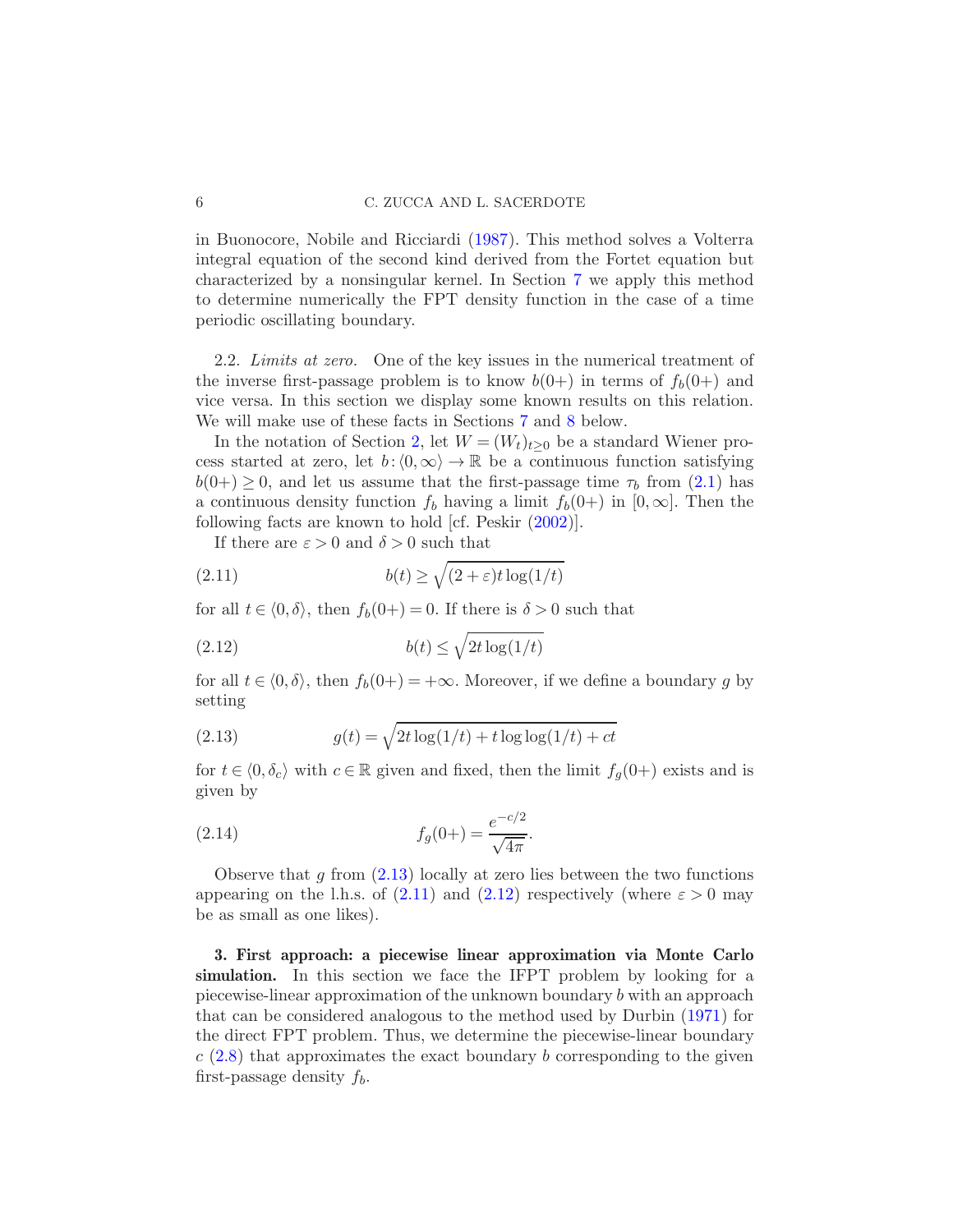in Buonocore, Nobile and Ricciardi (1987). This method solves a Volterra integral equation of the second kind derived from the Fortet equation but characterized by a nonsingular kernel. In Section 7 we apply this method to determine numerically the FPT density function in the case of a time periodic oscillating boundary.

2.2. *Limits at zero.* One of the key issues in the numerical treatment of the inverse first-passage problem is to know $b(0+)$ in terms of $f_b(0+)$ and vice versa. In this section we display some known results on this relation. We will make use of these facts in Sections 7 and 8 below.

In the notation of Section 2, let $W = (W_t)_{t\geq 0}$ be a standard Wiener process started at zero, let $b : \langle 0, \infty\rangle \to \mathbb{R}$ be a continuous function satisfying $b(0+) \geq 0$, and let us assume that the first-passage time $\tau_b$ from (2.1) has a continuous density function $f_b$ having a limit $f_b(0+)$ in $[0, \infty]$. Then the following facts are known to hold [cf. Peskir (2002)].

If there are $\varepsilon > 0$ and $\delta > 0$ such that

$$b(t) \geq \sqrt{(2+\varepsilon)t\log(1/t)} \tag{2.11}$$

for all $t \in \langle 0, \delta\rangle$, then $f_b(0+) = 0$. If there is $\delta > 0$ such that

$$b(t) \leq \sqrt{2t\log(1/t)} \tag{2.12}$$

for all $t \in \langle 0, \delta\rangle$, then $f_b(0+) = +\infty$. Moreover, if we define a boundary $g$ by setting

$$g(t) = \sqrt{2t\log(1/t) + t\log\log(1/t) + ct} \tag{2.13}$$

for $t \in \langle 0, \delta_c\rangle$ with $c \in \mathbb{R}$ given and fixed, then the limit $f_g(0+)$ exists and is given by

$$f_g(0+) = \frac{e^{-c/2}}{\sqrt{4\pi}}. \tag{2.14}$$

Observe that $g$ from (2.13) locally at zero lies between the two functions appearing on the l.h.s. of (2.11) and (2.12) respectively (where $\varepsilon > 0$ may be as small as one likes).

**3. First approach: a piecewise linear approximation via Monte Carlo simulation.** In this section we face the IFPT problem by looking for a piecewise-linear approximation of the unknown boundary $b$ with an approach that can be considered analogous to the method used by Durbin (1971) for the direct FPT problem. Thus, we determine the piecewise-linear boundary $c$ (2.8) that approximates the exact boundary $b$ corresponding to the given first-passage density $f_b$.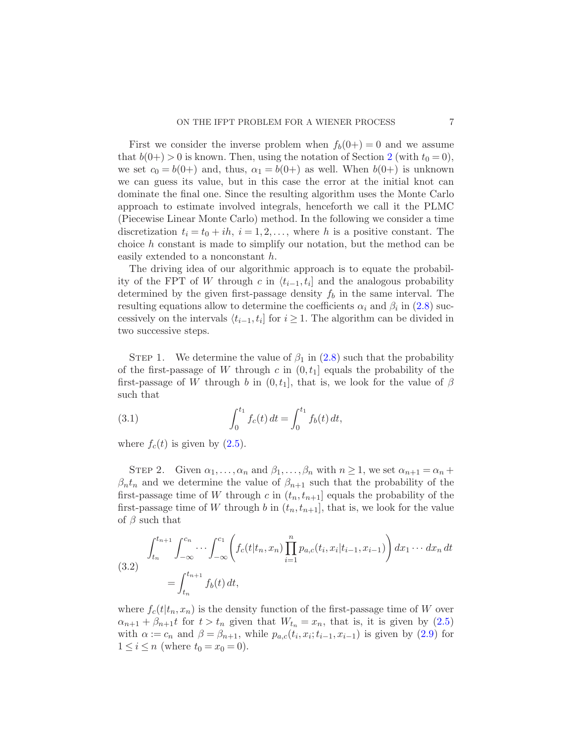First we consider the inverse problem when $f_b(0+) = 0$ and we assume that $b(0+) > 0$ is known. Then, using the notation of Section 2 (with $t_0 = 0$), we set $c_0 = b(0+)$ and, thus, $\alpha_1 = b(0+)$ as well. When $b(0+)$ is unknown we can guess its value, but in this case the error at the initial knot can dominate the final one. Since the resulting algorithm uses the Monte Carlo approach to estimate involved integrals, henceforth we call it the PLMC (Piecewise Linear Monte Carlo) method. In the following we consider a time discretization $t_i = t_0 + ih$, $i = 1, 2, \ldots$, where $h$ is a positive constant. The choice $h$ constant is made to simplify our notation, but the method can be easily extended to a nonconstant $h$.

The driving idea of our algorithmic approach is to equate the probability of the FPT of $W$ through $c$ in $\langle t_{i-1}, t_i]$ and the analogous probability determined by the given first-passage density $f_b$ in the same interval. The resulting equations allow to determine the coefficients $\alpha_i$ and $\beta_i$ in (2.8) successively on the intervals $\langle t_{i-1}, t_i]$ for $i \geq 1$. The algorithm can be divided in two successive steps.

Step 1. We determine the value of $\beta_1$ in (2.8) such that the probability of the first-passage of $W$ through $c$ in $(0, t_1]$ equals the probability of the first-passage of $W$ through $b$ in $(0, t_1]$, that is, we look for the value of $\beta$ such that

$$\int_0^{t_1} f_c(t)\, dt = \int_0^{t_1} f_b(t)\, dt, \tag{3.1}$$

where $f_c(t)$ is given by (2.5).

Step 2. Given $\alpha_1, \ldots, \alpha_n$ and $\beta_1, \ldots, \beta_n$ with $n \geq 1$, we set $\alpha_{n+1} = \alpha_n + \beta_n t_n$ and we determine the value of $\beta_{n+1}$ such that the probability of the first-passage time of $W$ through $c$ in $(t_n, t_{n+1}]$ equals the probability of the first-passage time of $W$ through $b$ in $(t_n, t_{n+1}]$, that is, we look for the value of $\beta$ such that

$$\begin{aligned}
&\int_{t_n}^{t_{n+1}} \int_{-\infty}^{c_n} \cdots \int_{-\infty}^{c_1} \left( f_c(t|t_n, x_n) \prod_{i=1}^{n} p_{a,c}(t_i, x_i | t_{i-1}, x_{i-1}) \right) dx_1 \cdots dx_n\, dt \\
&\qquad = \int_{t_n}^{t_{n+1}} f_b(t)\, dt,
\end{aligned} \tag{3.2}$$

where $f_c(t|t_n, x_n)$ is the density function of the first-passage time of $W$ over $\alpha_{n+1} + \beta_{n+1} t$ for $t > t_n$ given that $W_{t_n} = x_n$, that is, it is given by (2.5) with $\alpha := c_n$ and $\beta = \beta_{n+1}$, while $p_{a,c}(t_i, x_i; t_{i-1}, x_{i-1})$ is given by (2.9) for $1 \leq i \leq n$ (where $t_0 = x_0 = 0$).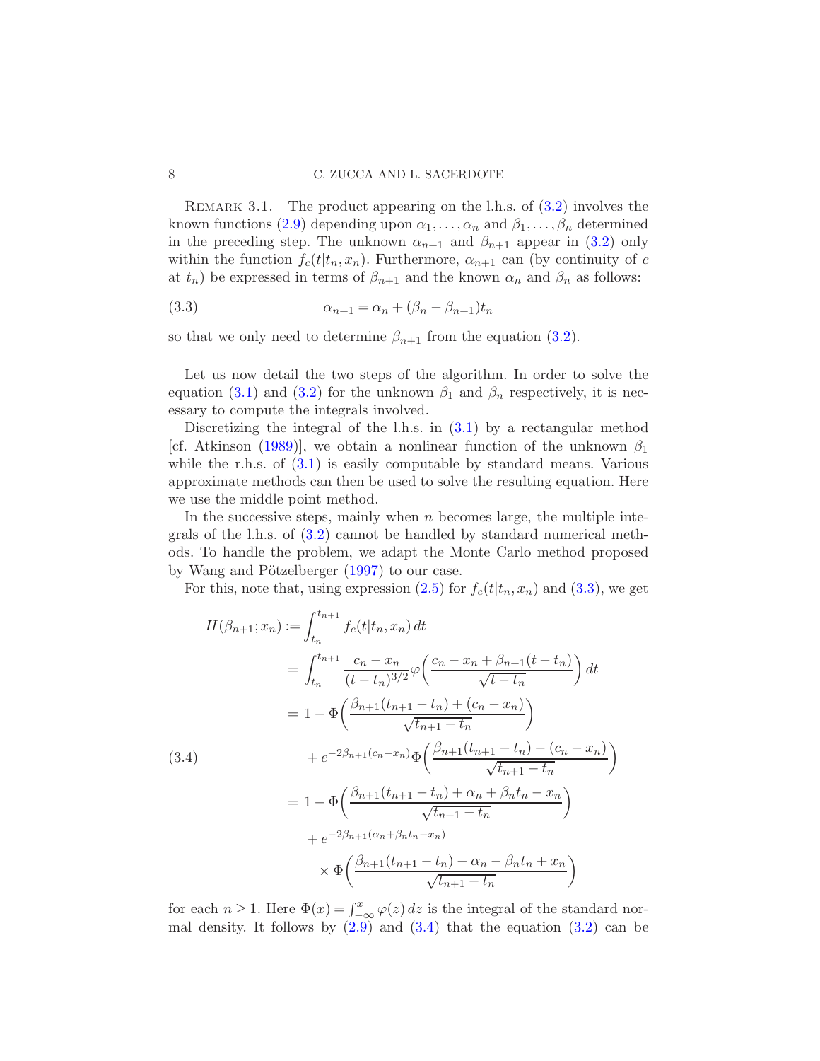Remark 3.1. The product appearing on the l.h.s. of (3.2) involves the known functions (2.9) depending upon $\alpha_1, \dots, \alpha_n$ and $\beta_1, \dots, \beta_n$ determined in the preceding step. The unknown $\alpha_{n+1}$ and $\beta_{n+1}$ appear in (3.2) only within the function $f_c(t|t_n, x_n)$. Furthermore, $\alpha_{n+1}$ can (by continuity of $c$ at $t_n$) be expressed in terms of $\beta_{n+1}$ and the known $\alpha_n$ and $\beta_n$ as follows:

$$\alpha_{n+1} = \alpha_n + (\beta_n - \beta_{n+1})t_n \tag{3.3}$$

so that we only need to determine $\beta_{n+1}$ from the equation (3.2).

Let us now detail the two steps of the algorithm. In order to solve the equation (3.1) and (3.2) for the unknown $\beta_1$ and $\beta_n$ respectively, it is necessary to compute the integrals involved.

Discretizing the integral of the l.h.s. in (3.1) by a rectangular method [cf. Atkinson (1989)], we obtain a nonlinear function of the unknown $\beta_1$ while the r.h.s. of (3.1) is easily computable by standard means. Various approximate methods can then be used to solve the resulting equation. Here we use the middle point method.

In the successive steps, mainly when $n$ becomes large, the multiple integrals of the l.h.s. of (3.2) cannot be handled by standard numerical methods. To handle the problem, we adapt the Monte Carlo method proposed by Wang and Pötzelberger (1997) to our case.

For this, note that, using expression (2.5) for $f_c(t|t_n, x_n)$ and (3.3), we get

$$\begin{aligned}
H(\beta_{n+1}; x_n) &:= \int_{t_n}^{t_{n+1}} f_c(t|t_n, x_n)\, dt \\
&= \int_{t_n}^{t_{n+1}} \frac{c_n - x_n}{(t-t_n)^{3/2}} \varphi\left(\frac{c_n - x_n + \beta_{n+1}(t-t_n)}{\sqrt{t-t_n}}\right) dt \\
&= 1 - \Phi\left(\frac{\beta_{n+1}(t_{n+1}-t_n) + (c_n - x_n)}{\sqrt{t_{n+1}-t_n}}\right) \\
&\qquad + e^{-2\beta_{n+1}(c_n - x_n)} \Phi\left(\frac{\beta_{n+1}(t_{n+1}-t_n) - (c_n - x_n)}{\sqrt{t_{n+1}-t_n}}\right) \\
&= 1 - \Phi\left(\frac{\beta_{n+1}(t_{n+1}-t_n) + \alpha_n + \beta_n t_n - x_n}{\sqrt{t_{n+1}-t_n}}\right) \\
&\qquad + e^{-2\beta_{n+1}(\alpha_n + \beta_n t_n - x_n)} \\
&\qquad \times \Phi\left(\frac{\beta_{n+1}(t_{n+1}-t_n) - \alpha_n - \beta_n t_n + x_n}{\sqrt{t_{n+1}-t_n}}\right)
\end{aligned} \tag{3.4}$$

for each $n \geq 1$. Here $\Phi(x) = \int_{-\infty}^{x} \varphi(z)\, dz$ is the integral of the standard normal density. It follows by (2.9) and (3.4) that the equation (3.2) can be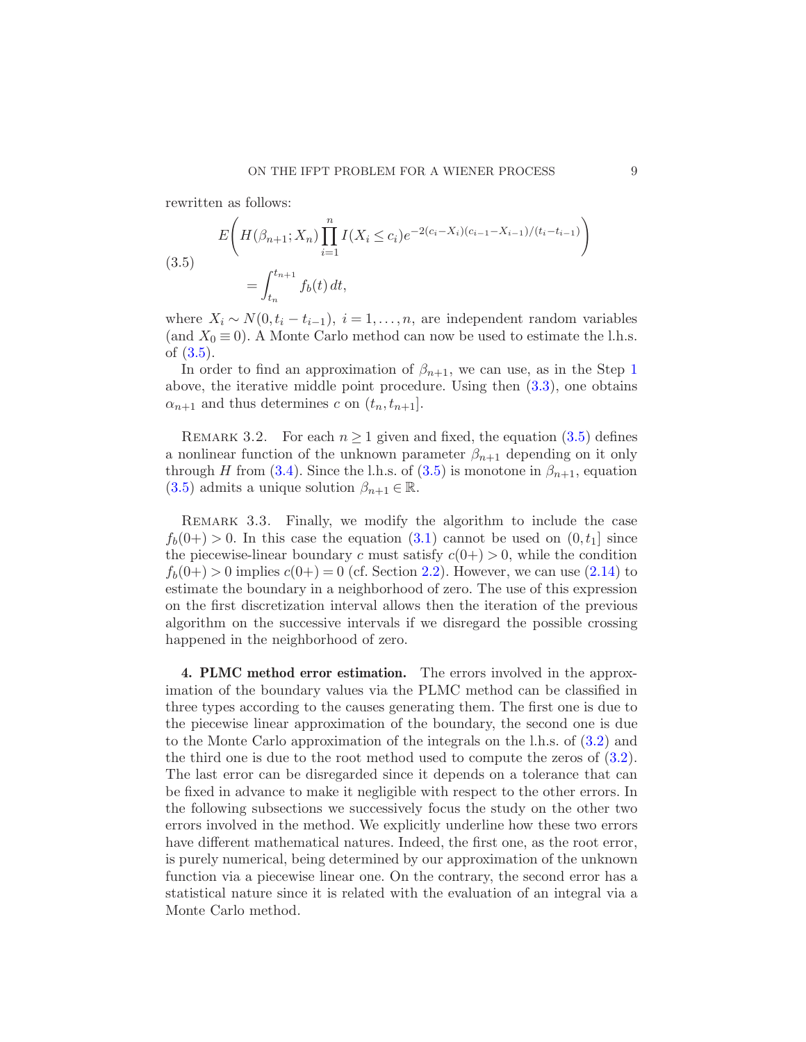rewritten as follows:

$$
\begin{aligned}
&E\left( H(\beta_{n+1}; X_n) \prod_{i=1}^{n} I(X_i \le c_i) e^{-2(c_i - X_i)(c_{i-1} - X_{i-1})/(t_i - t_{i-1})} \right) \\
&\qquad = \int_{t_n}^{t_{n+1}} f_b(t)\, dt,
\end{aligned}
\tag{3.5}
$$

where $X_i \sim N(0, t_i - t_{i-1})$, $i = 1, \ldots, n$, are independent random variables (and $X_0 \equiv 0$). A Monte Carlo method can now be used to estimate the l.h.s. of (3.5).

In order to find an approximation of $\beta_{n+1}$, we can use, as in the Step 1 above, the iterative middle point procedure. Using then (3.3), one obtains $\alpha_{n+1}$ and thus determines $c$ on $(t_n, t_{n+1}]$.

Remark 3.2. For each $n \ge 1$ given and fixed, the equation (3.5) defines a nonlinear function of the unknown parameter $\beta_{n+1}$ depending on it only through $H$ from (3.4). Since the l.h.s. of (3.5) is monotone in $\beta_{n+1}$, equation (3.5) admits a unique solution $\beta_{n+1} \in \mathbb{R}$.

Remark 3.3. Finally, we modify the algorithm to include the case $f_b(0+) > 0$. In this case the equation (3.1) cannot be used on $(0, t_1]$ since the piecewise-linear boundary $c$ must satisfy $c(0+) > 0$, while the condition $f_b(0+) > 0$ implies $c(0+) = 0$ (cf. Section 2.2). However, we can use (2.14) to estimate the boundary in a neighborhood of zero. The use of this expression on the first discretization interval allows then the iteration of the previous algorithm on the successive intervals if we disregard the possible crossing happened in the neighborhood of zero.

**4. PLMC method error estimation.** The errors involved in the approximation of the boundary values via the PLMC method can be classified in three types according to the causes generating them. The first one is due to the piecewise linear approximation of the boundary, the second one is due to the Monte Carlo approximation of the integrals on the l.h.s. of (3.2) and the third one is due to the root method used to compute the zeros of (3.2). The last error can be disregarded since it depends on a tolerance that can be fixed in advance to make it negligible with respect to the other errors. In the following subsections we successively focus the study on the other two errors involved in the method. We explicitly underline how these two errors have different mathematical natures. Indeed, the first one, as the root error, is purely numerical, being determined by our approximation of the unknown function via a piecewise linear one. On the contrary, the second error has a statistical nature since it is related with the evaluation of an integral via a Monte Carlo method.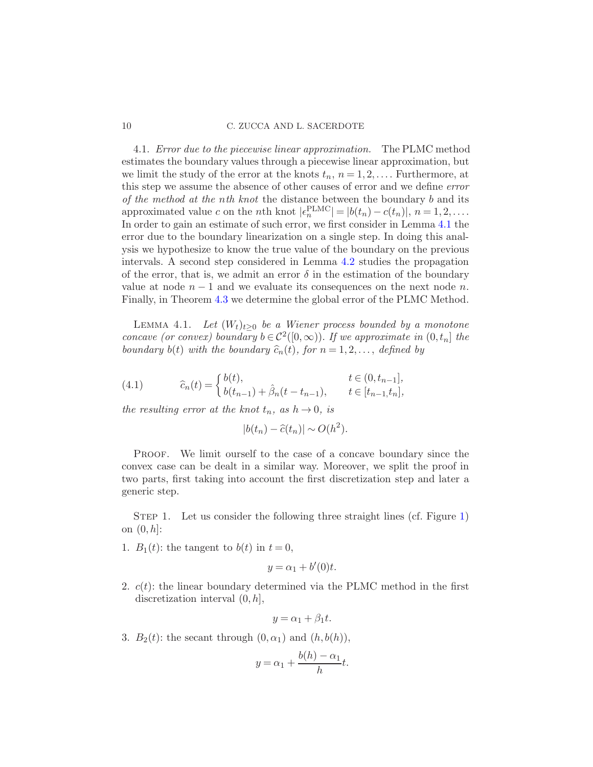4.1. *Error due to the piecewise linear approximation.* The PLMC method estimates the boundary values through a piecewise linear approximation, but we limit the study of the error at the knots $t_n$, $n = 1, 2, \ldots$. Furthermore, at this step we assume the absence of other causes of error and we define *error of the method at the nth knot* the distance between the boundary $b$ and its approximated value $c$ on the $n$th knot $|\epsilon_n^{\mathrm{PLMC}}| = |b(t_n) - c(t_n)|$, $n = 1, 2, \ldots$. In order to gain an estimate of such error, we first consider in Lemma 4.1 the error due to the boundary linearization on a single step. In doing this analysis we hypothesize to know the true value of the boundary on the previous intervals. A second step considered in Lemma 4.2 studies the propagation of the error, that is, we admit an error $\delta$ in the estimation of the boundary value at node $n-1$ and we evaluate its consequences on the next node $n$. Finally, in Theorem 4.3 we determine the global error of the PLMC Method.

LEMMA 4.1. *Let $(W_t)_{t\geq 0}$ be a Wiener process bounded by a monotone concave (or convex) boundary $b \in \mathcal{C}^2([0,\infty))$. If we approximate in $(0, t_n]$ the boundary $b(t)$ with the boundary $\widehat{c}_n(t)$, for $n = 1, 2, \ldots$, defined by*

$$\widehat{c}_n(t) = \begin{cases} b(t), & t \in (0, t_{n-1}], \\ b(t_{n-1}) + \hat{\beta}_n(t - t_{n-1}), & t \in [t_{n-1}, t_n], \end{cases} \tag{4.1}$$

*the resulting error at the knot $t_n$, as $h \to 0$, is*

$$|b(t_n) - \widehat{c}(t_n)| \sim O(h^2).$$

PROOF. We limit ourself to the case of a concave boundary since the convex case can be dealt in a similar way. Moreover, we split the proof in two parts, first taking into account the first discretization step and later a generic step.

STEP 1. Let us consider the following three straight lines (cf. Figure 1) on $(0, h]$:

1. $B_1(t)$: the tangent to $b(t)$ in $t = 0$,
$$y = \alpha_1 + b'(0)t.$$
2. $c(t)$: the linear boundary determined via the PLMC method in the first discretization interval $(0, h]$,
$$y = \alpha_1 + \beta_1 t.$$
3. $B_2(t)$: the secant through $(0, \alpha_1)$ and $(h, b(h))$,
$$y = \alpha_1 + \frac{b(h) - \alpha_1}{h} t.$$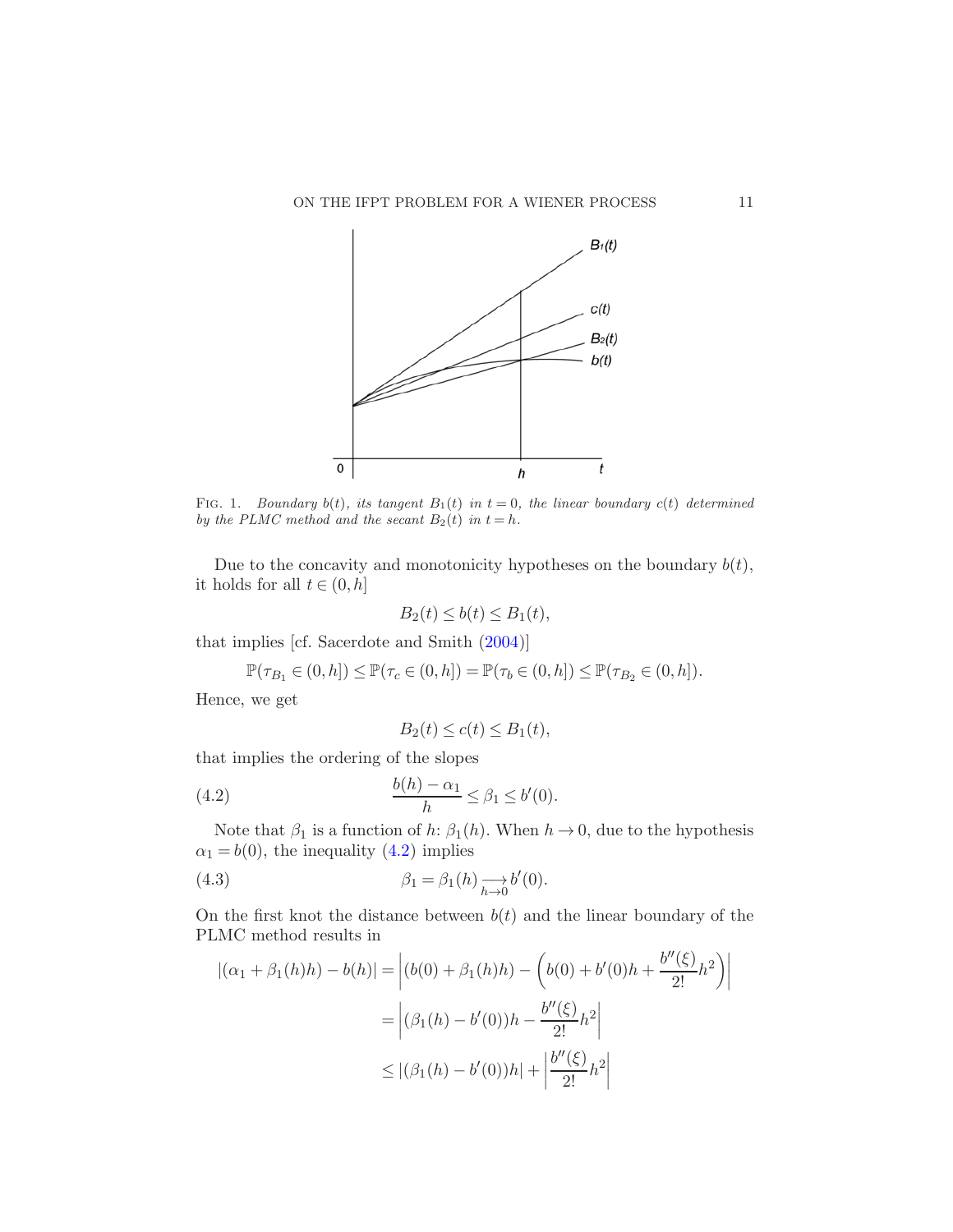FIG. 1. *Boundary $b(t)$, its tangent $B_1(t)$ in $t = 0$, the linear boundary $c(t)$ determined by the PLMC method and the secant $B_2(t)$ in $t = h$.*

Due to the concavity and monotonicity hypotheses on the boundary $b(t)$, it holds for all $t \in (0, h]$

$$B_2(t) \le b(t) \le B_1(t),$$

that implies [cf. Sacerdote and Smith (2004)]

$$\mathbb{P}(\tau_{B_1} \in (0, h]) \le \mathbb{P}(\tau_c \in (0, h]) = \mathbb{P}(\tau_b \in (0, h]) \le \mathbb{P}(\tau_{B_2} \in (0, h]).$$

Hence, we get

$$B_2(t) \le c(t) \le B_1(t),$$

that implies the ordering of the slopes

$$\frac{b(h) - \alpha_1}{h} \le \beta_1 \le b'(0). \tag{4.2}$$

Note that $\beta_1$ is a function of $h$: $\beta_1(h)$. When $h \to 0$, due to the hypothesis $\alpha_1 = b(0)$, the inequality (4.2) implies

$$\beta_1 = \beta_1(h) \underset{h \to 0}{\longrightarrow} b'(0). \tag{4.3}$$

On the first knot the distance between $b(t)$ and the linear boundary of the PLMC method results in

$$\begin{aligned}
|(\alpha_1 + \beta_1(h)h) - b(h)| &= \left| (b(0) + \beta_1(h)h) - \left( b(0) + b'(0)h + \frac{b''(\xi)}{2!}h^2 \right) \right| \\
&= \left| (\beta_1(h) - b'(0))h - \frac{b''(\xi)}{2!}h^2 \right| \\
&\le |(\beta_1(h) - b'(0))h| + \left| \frac{b''(\xi)}{2!}h^2 \right|
\end{aligned}$$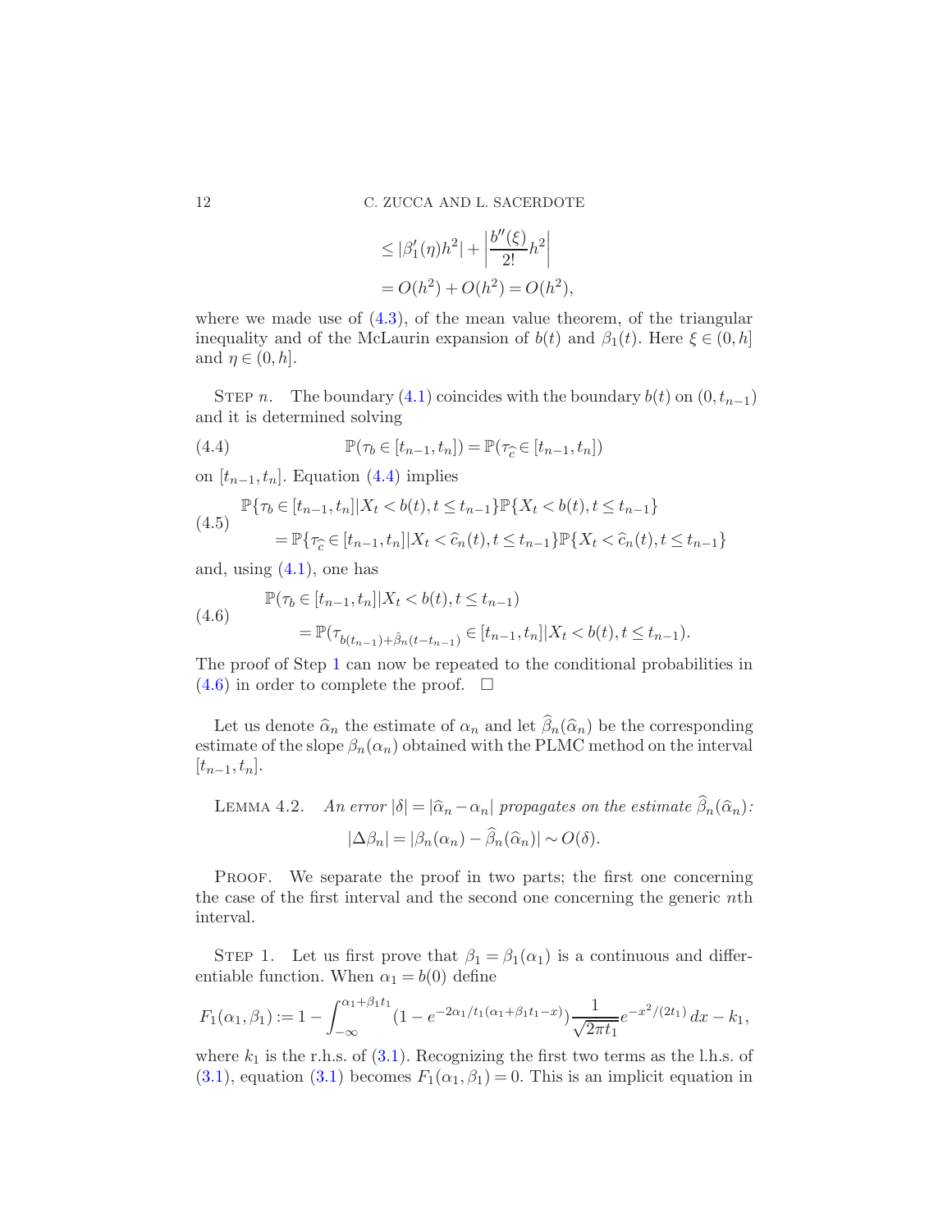$$
\begin{aligned}
&\le |\beta_1'(\eta)h^2| + \left|\frac{b''(\xi)}{2!}h^2\right| \\
&= O(h^2) + O(h^2) = O(h^2),
\end{aligned}
$$

where we made use of (4.3), of the mean value theorem, of the triangular inequality and of the McLaurin expansion of $b(t)$ and $\beta_1(t)$. Here $\xi \in (0, h]$ and $\eta \in (0, h]$.

STEP $n$. The boundary (4.1) coincides with the boundary $b(t)$ on $(0, t_{n-1})$ and it is determined solving

$$
\mathbb{P}(\tau_b \in [t_{n-1}, t_n]) = \mathbb{P}(\tau_{\widehat{c}} \in [t_{n-1}, t_n]) \tag{4.4}
$$

on $[t_{n-1}, t_n]$. Equation (4.4) implies

$$
\begin{aligned}
&\mathbb{P}\{\tau_b \in [t_{n-1}, t_n] | X_t < b(t), t \le t_{n-1}\} \mathbb{P}\{X_t < b(t), t \le t_{n-1}\} \\
&\quad = \mathbb{P}\{\tau_{\widehat{c}} \in [t_{n-1}, t_n] | X_t < \widehat{c}_n(t), t \le t_{n-1}\} \mathbb{P}\{X_t < \widehat{c}_n(t), t \le t_{n-1}\}
\end{aligned} \tag{4.5}
$$

and, using (4.1), one has

$$
\begin{aligned}
&\mathbb{P}(\tau_b \in [t_{n-1}, t_n] | X_t < b(t), t \le t_{n-1}) \\
&\quad = \mathbb{P}(\tau_{b(t_{n-1}) + \hat{\beta}_n (t - t_{n-1})} \in [t_{n-1}, t_n] | X_t < b(t), t \le t_{n-1}).
\end{aligned} \tag{4.6}
$$

The proof of Step 1 can now be repeated to the conditional probabilities in (4.6) in order to complete the proof. $\square$

Let us denote $\widehat{\alpha}_n$ the estimate of $\alpha_n$ and let $\widehat{\beta}_n(\widehat{\alpha}_n)$ be the corresponding estimate of the slope $\beta_n(\alpha_n)$ obtained with the PLMC method on the interval $[t_{n-1}, t_n]$.

LEMMA 4.2. *An error $|\delta| = |\widehat{\alpha}_n - \alpha_n|$ propagates on the estimate $\widehat{\beta}_n(\widehat{\alpha}_n)$:*

$$
|\Delta \beta_n| = |\beta_n(\alpha_n) - \widehat{\beta}_n(\widehat{\alpha}_n)| \sim O(\delta).
$$

PROOF. We separate the proof in two parts; the first one concerning the case of the first interval and the second one concerning the generic $n$th interval.

STEP 1. Let us first prove that $\beta_1 = \beta_1(\alpha_1)$ is a continuous and differentiable function. When $\alpha_1 = b(0)$ define

$$
F_1(\alpha_1, \beta_1) := 1 - \int_{-\infty}^{\alpha_1 + \beta_1 t_1} (1 - e^{-2\alpha_1/t_1(\alpha_1 + \beta_1 t_1 - x)}) \frac{1}{\sqrt{2\pi t_1}} e^{-x^2/(2t_1)}\, dx - k_1,
$$

where $k_1$ is the r.h.s. of (3.1). Recognizing the first two terms as the l.h.s. of (3.1), equation (3.1) becomes $F_1(\alpha_1, \beta_1) = 0$. This is an implicit equation in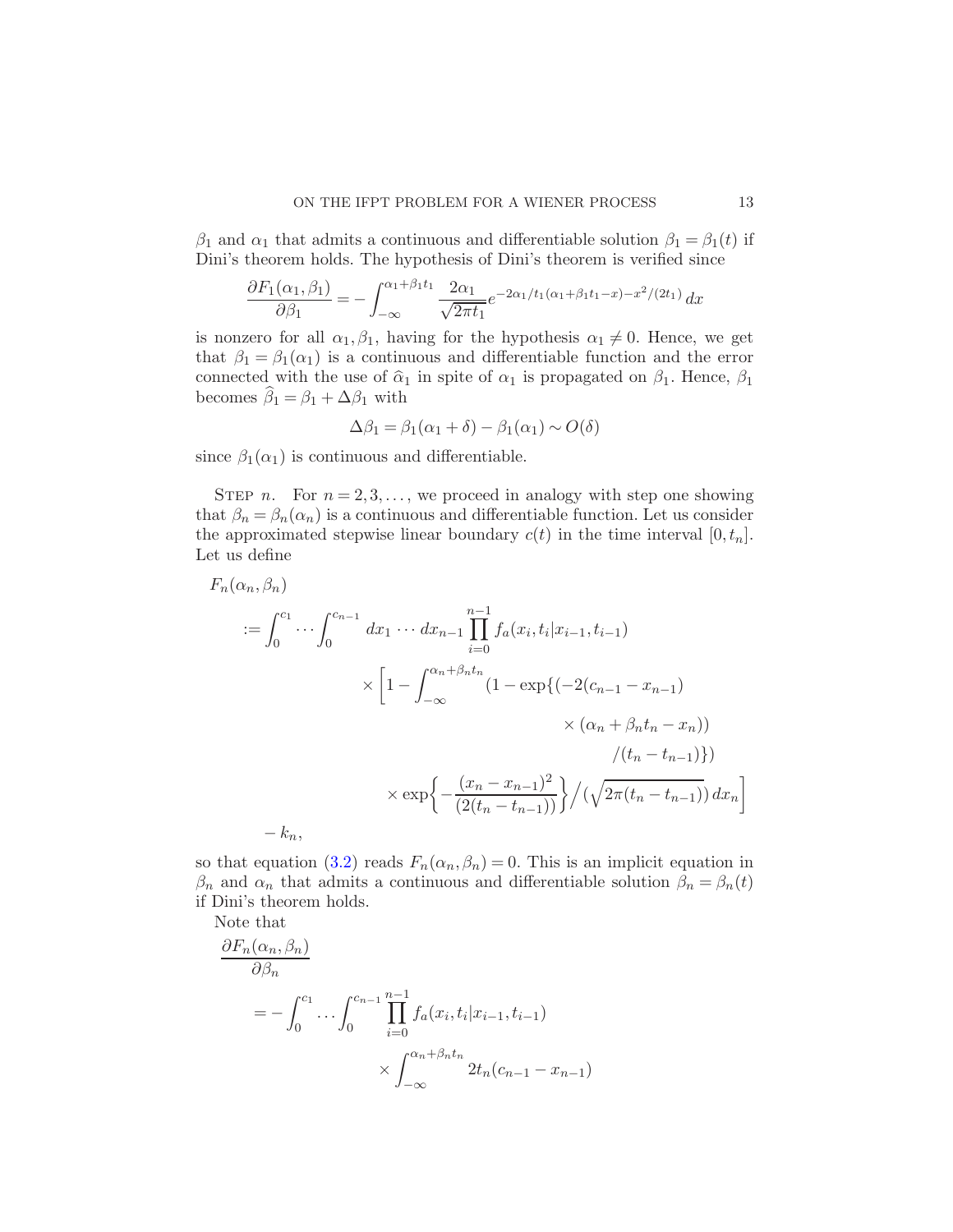$\beta_1$ and $\alpha_1$ that admits a continuous and differentiable solution $\beta_1 = \beta_1(t)$ if Dini's theorem holds. The hypothesis of Dini's theorem is verified since

$$\frac{\partial F_1(\alpha_1, \beta_1)}{\partial \beta_1} = -\int_{-\infty}^{\alpha_1+\beta_1 t_1} \frac{2\alpha_1}{\sqrt{2\pi t_1}} e^{-2\alpha_1/t_1(\alpha_1+\beta_1 t_1 - x) - x^2/(2t_1)}\, dx$$

is nonzero for all $\alpha_1, \beta_1$, having for the hypothesis $\alpha_1 \neq 0$. Hence, we get that $\beta_1 = \beta_1(\alpha_1)$ is a continuous and differentiable function and the error connected with the use of $\widehat{\alpha}_1$ in spite of $\alpha_1$ is propagated on $\beta_1$. Hence, $\beta_1$ becomes $\widehat{\beta}_1 = \beta_1 + \Delta\beta_1$ with

$$\Delta\beta_1 = \beta_1(\alpha_1 + \delta) - \beta_1(\alpha_1) \sim O(\delta)$$

since $\beta_1(\alpha_1)$ is continuous and differentiable.

STEP $n$. For $n = 2, 3, \ldots$, we proceed in analogy with step one showing that $\beta_n = \beta_n(\alpha_n)$ is a continuous and differentiable function. Let us consider the approximated stepwise linear boundary $c(t)$ in the time interval $[0, t_n]$. Let us define

$$\begin{aligned}
&F_n(\alpha_n, \beta_n) \\
&\quad := \int_0^{c_1} \cdots \int_0^{c_{n-1}} dx_1 \cdots dx_{n-1} \prod_{i=0}^{n-1} f_a(x_i, t_i | x_{i-1}, t_{i-1}) \\
&\qquad\qquad \times \Bigg[ 1 - \int_{-\infty}^{\alpha_n+\beta_n t_n} (1 - \exp\{(-2(c_{n-1} - x_{n-1}) \\
&\qquad\qquad\qquad \times (\alpha_n + \beta_n t_n - x_n)) \\
&\qquad\qquad\qquad /(t_n - t_{n-1})\}) \\
&\qquad\qquad \times \exp\bigg\{ -\frac{(x_n - x_{n-1})^2}{(2(t_n - t_{n-1}))} \bigg\} \Big/ (\sqrt{2\pi(t_n - t_{n-1})})\, dx_n \Bigg] \\
&\quad - k_n,
\end{aligned}$$

so that equation (3.2) reads $F_n(\alpha_n, \beta_n) = 0$. This is an implicit equation in $\beta_n$ and $\alpha_n$ that admits a continuous and differentiable solution $\beta_n = \beta_n(t)$ if Dini's theorem holds.

Note that

$$\begin{aligned}
&\frac{\partial F_n(\alpha_n, \beta_n)}{\partial \beta_n} \\
&\quad = -\int_0^{c_1} \ldots \int_0^{c_{n-1}} \prod_{i=0}^{n-1} f_a(x_i, t_i | x_{i-1}, t_{i-1}) \\
&\qquad\qquad \times \int_{-\infty}^{\alpha_n+\beta_n t_n} 2t_n(c_{n-1} - x_{n-1})
\end{aligned}$$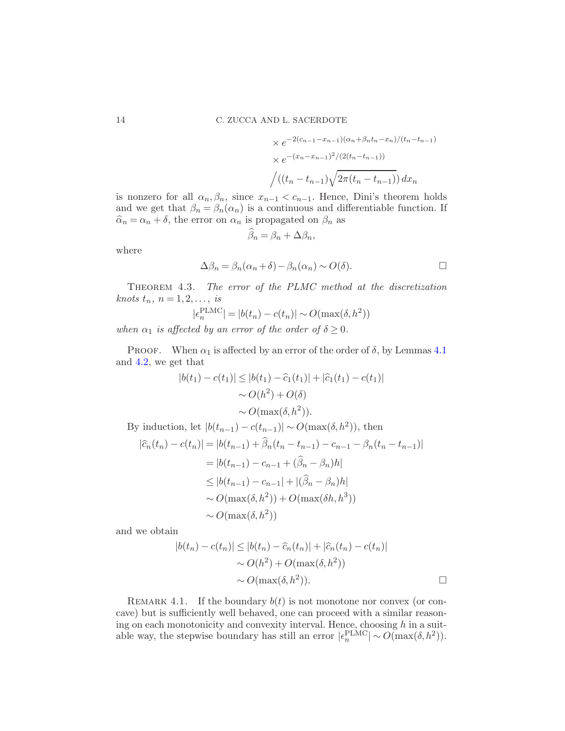$$
\begin{aligned}
&\times e^{-2(c_{n-1}-x_{n-1})(\alpha_n+\beta_n t_n - x_n)/(t_n-t_{n-1})} \\
&\times e^{-(x_n-x_{n-1})^2/(2(t_n-t_{n-1}))} \\
&\Big/ ((t_n-t_{n-1})\sqrt{2\pi(t_n-t_{n-1})})\, dx_n
\end{aligned}
$$

is nonzero for all $\alpha_n, \beta_n$, since $x_{n-1} < c_{n-1}$. Hence, Dini's theorem holds and we get that $\beta_n = \beta_n(\alpha_n)$ is a continuous and differentiable function. If $\widehat{\alpha}_n = \alpha_n + \delta$, the error on $\alpha_n$ is propagated on $\beta_n$ as

$$
\widehat{\beta}_n = \beta_n + \Delta\beta_n,
$$

where

$$
\Delta\beta_n = \beta_n(\alpha_n + \delta) - \beta_n(\alpha_n) \sim O(\delta). \qquad \square
$$

THEOREM 4.3. *The error of the PLMC method at the discretization knots $t_n$, $n = 1, 2, \ldots$, is*

$$
|\epsilon_n^{\mathrm{PLMC}}| = |b(t_n) - c(t_n)| \sim O(\max(\delta, h^2))
$$

*when $\alpha_1$ is affected by an error of the order of $\delta \geq 0$.*

PROOF. When $\alpha_1$ is affected by an error of the order of $\delta$, by Lemmas 4.1 and 4.2, we get that

$$
\begin{aligned}
|b(t_1) - c(t_1)| &\leq |b(t_1) - \widehat{c}_1(t_1)| + |\widehat{c}_1(t_1) - c(t_1)| \\
&\sim O(h^2) + O(\delta) \\
&\sim O(\max(\delta, h^2)).
\end{aligned}
$$

By induction, let $|b(t_{n-1}) - c(t_{n-1})| \sim O(\max(\delta, h^2))$, then

$$
\begin{aligned}
|\widehat{c}_n(t_n) - c(t_n)| &= |b(t_{n-1}) + \widehat{\beta}_n(t_n - t_{n-1}) - c_{n-1} - \beta_n(t_n - t_{n-1})| \\
&= |b(t_{n-1}) - c_{n-1} + (\widehat{\beta}_n - \beta_n)h| \\
&\leq |b(t_{n-1}) - c_{n-1}| + |(\widehat{\beta}_n - \beta_n)h| \\
&\sim O(\max(\delta, h^2)) + O(\max(\delta h, h^3)) \\
&\sim O(\max(\delta, h^2))
\end{aligned}
$$

and we obtain

$$
\begin{aligned}
|b(t_n) - c(t_n)| &\leq |b(t_n) - \widehat{c}_n(t_n)| + |\widehat{c}_n(t_n) - c(t_n)| \\
&\sim O(h^2) + O(\max(\delta, h^2)) \\
&\sim O(\max(\delta, h^2)). \qquad \square
\end{aligned}
$$

REMARK 4.1. If the boundary $b(t)$ is not monotone nor convex (or concave) but is sufficiently well behaved, one can proceed with a similar reasoning on each monotonicity and convexity interval. Hence, choosing $h$ in a suitable way, the stepwise boundary has still an error $|\epsilon_n^{\mathrm{PLMC}}| \sim O(\max(\delta, h^2))$.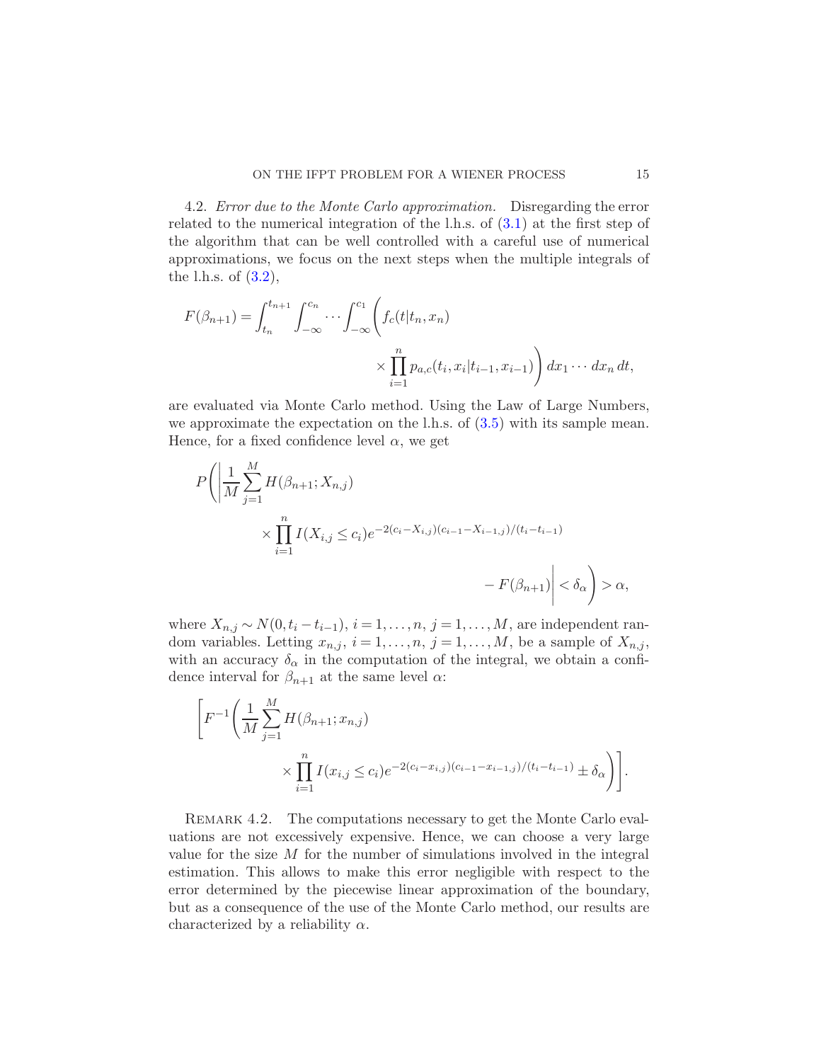4.2. *Error due to the Monte Carlo approximation.* Disregarding the error related to the numerical integration of the l.h.s. of (3.1) at the first step of the algorithm that can be well controlled with a careful use of numerical approximations, we focus on the next steps when the multiple integrals of the l.h.s. of (3.2),

$$F(\beta_{n+1}) = \int_{t_n}^{t_{n+1}} \int_{-\infty}^{c_n} \cdots \int_{-\infty}^{c_1} \Bigg( f_c(t|t_n, x_n) \times \prod_{i=1}^{n} p_{a,c}(t_i, x_i | t_{i-1}, x_{i-1}) \Bigg) \, dx_1 \cdots dx_n \, dt,$$

are evaluated via Monte Carlo method. Using the Law of Large Numbers, we approximate the expectation on the l.h.s. of (3.5) with its sample mean. Hence, for a fixed confidence level $\alpha$, we get

$$P\Bigg( \Bigg| \frac{1}{M} \sum_{j=1}^{M} H(\beta_{n+1}; X_{n,j}) \times \prod_{i=1}^{n} I(X_{i,j} \le c_i) e^{-2(c_i - X_{i,j})(c_{i-1} - X_{i-1,j})/(t_i - t_{i-1})} - F(\beta_{n+1}) \Bigg| < \delta_\alpha \Bigg) > \alpha,$$

where $X_{n,j} \sim N(0, t_i - t_{i-1})$, $i = 1, \ldots, n$, $j = 1, \ldots, M$, are independent random variables. Letting $x_{n,j}$, $i = 1, \ldots, n$, $j = 1, \ldots, M$, be a sample of $X_{n,j}$, with an accuracy $\delta_\alpha$ in the computation of the integral, we obtain a confidence interval for $\beta_{n+1}$ at the same level $\alpha$:

$$\Bigg[ F^{-1} \Bigg( \frac{1}{M} \sum_{j=1}^{M} H(\beta_{n+1}; x_{n,j}) \times \prod_{i=1}^{n} I(x_{i,j} \le c_i) e^{-2(c_i - x_{i,j})(c_{i-1} - x_{i-1,j})/(t_i - t_{i-1})} \pm \delta_\alpha \Bigg) \Bigg].$$

REMARK 4.2. The computations necessary to get the Monte Carlo evaluations are not excessively expensive. Hence, we can choose a very large value for the size $M$ for the number of simulations involved in the integral estimation. This allows to make this error negligible with respect to the error determined by the piecewise linear approximation of the boundary, but as a consequence of the use of the Monte Carlo method, our results are characterized by a reliability $\alpha$.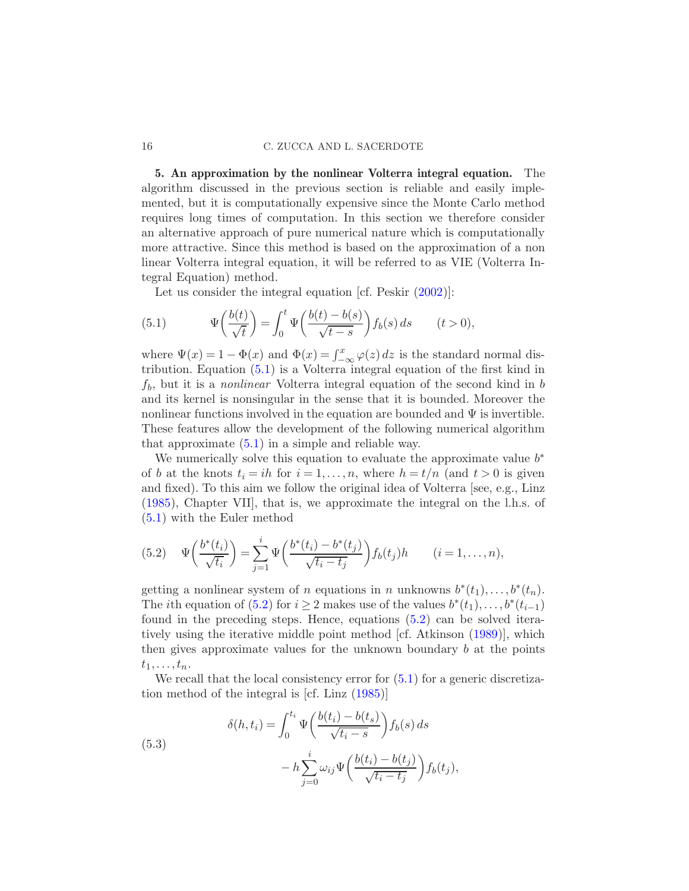## 5. An approximation by the nonlinear Volterra integral equation.

The algorithm discussed in the previous section is reliable and easily implemented, but it is computationally expensive since the Monte Carlo method requires long times of computation. In this section we therefore consider an alternative approach of pure numerical nature which is computationally more attractive. Since this method is based on the approximation of a non linear Volterra integral equation, it will be referred to as VIE (Volterra Integral Equation) method.

Let us consider the integral equation [cf. Peskir (2002)]:

$$\Psi\left(\frac{b(t)}{\sqrt{t}}\right) = \int_0^t \Psi\left(\frac{b(t)-b(s)}{\sqrt{t-s}}\right) f_b(s)\, ds \qquad (t>0), \tag{5.1}$$

where $\Psi(x) = 1 - \Phi(x)$ and $\Phi(x) = \int_{-\infty}^x \varphi(z)\, dz$ is the standard normal distribution. Equation (5.1) is a Volterra integral equation of the first kind in $f_b$, but it is a *nonlinear* Volterra integral equation of the second kind in $b$ and its kernel is nonsingular in the sense that it is bounded. Moreover the nonlinear functions involved in the equation are bounded and $\Psi$ is invertible. These features allow the development of the following numerical algorithm that approximate (5.1) in a simple and reliable way.

We numerically solve this equation to evaluate the approximate value $b^*$ of $b$ at the knots $t_i = ih$ for $i = 1, \dots, n$, where $h = t/n$ (and $t > 0$ is given and fixed). To this aim we follow the original idea of Volterra [see, e.g., Linz (1985), Chapter VII], that is, we approximate the integral on the l.h.s. of (5.1) with the Euler method

$$\Psi\left(\frac{b^*(t_i)}{\sqrt{t_i}}\right) = \sum_{j=1}^{i} \Psi\left(\frac{b^*(t_i)-b^*(t_j)}{\sqrt{t_i-t_j}}\right) f_b(t_j) h \qquad (i = 1, \dots, n), \tag{5.2}$$

getting a nonlinear system of $n$ equations in $n$ unknowns $b^*(t_1), \dots, b^*(t_n)$. The $i$th equation of (5.2) for $i \geq 2$ makes use of the values $b^*(t_1), \dots, b^*(t_{i-1})$ found in the preceding steps. Hence, equations (5.2) can be solved iteratively using the iterative middle point method [cf. Atkinson (1989)], which then gives approximate values for the unknown boundary $b$ at the points $t_1, \dots, t_n$.

We recall that the local consistency error for (5.1) for a generic discretization method of the integral is [cf. Linz (1985)]

$$\begin{aligned} \delta(h, t_i) = &\int_0^{t_i} \Psi\left(\frac{b(t_i)-b(t_s)}{\sqrt{t_i-s}}\right) f_b(s)\, ds \\ &- h \sum_{j=0}^{i} \omega_{ij} \Psi\left(\frac{b(t_i)-b(t_j)}{\sqrt{t_i-t_j}}\right) f_b(t_j), \end{aligned} \tag{5.3}$$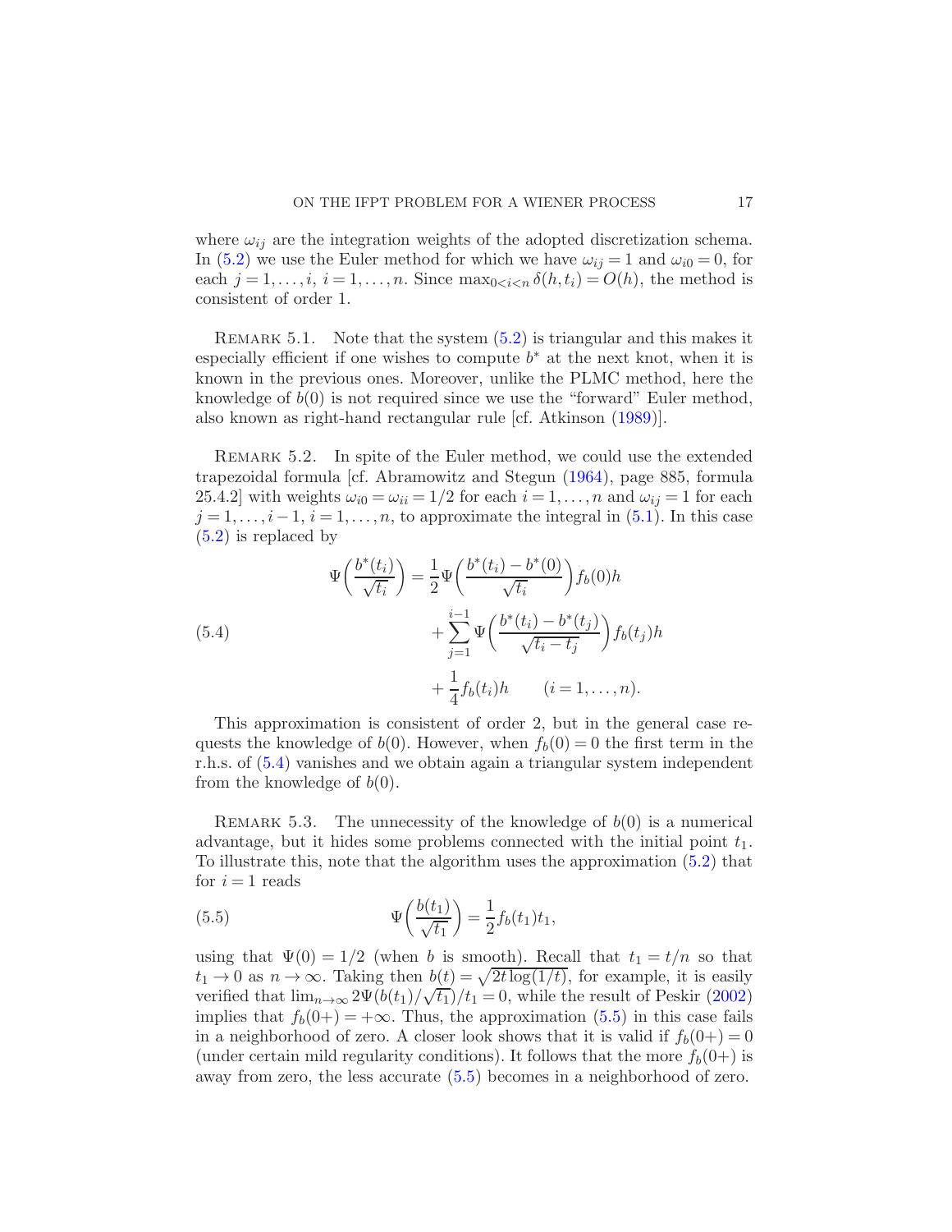where $\omega_{ij}$ are the integration weights of the adopted discretization schema. In (5.2) we use the Euler method for which we have $\omega_{ij} = 1$ and $\omega_{i0} = 0$, for each $j = 1, \ldots, i$, $i = 1, \ldots, n$. Since $\max_{0<i<n} \delta(h, t_i) = O(h)$, the method is consistent of order 1.

REMARK 5.1. Note that the system (5.2) is triangular and this makes it especially efficient if one wishes to compute $b^*$ at the next knot, when it is known in the previous ones. Moreover, unlike the PLMC method, here the knowledge of $b(0)$ is not required since we use the "forward" Euler method, also known as right-hand rectangular rule [cf. Atkinson (1989)].

REMARK 5.2. In spite of the Euler method, we could use the extended trapezoidal formula [cf. Abramowitz and Stegun (1964), page 885, formula 25.4.2] with weights $\omega_{i0} = \omega_{ii} = 1/2$ for each $i = 1, \ldots, n$ and $\omega_{ij} = 1$ for each $j = 1, \ldots, i-1$, $i = 1, \ldots, n$, to approximate the integral in (5.1). In this case (5.2) is replaced by

$$
\begin{aligned}
\Psi\left(\frac{b^*(t_i)}{\sqrt{t_i}}\right) &= \frac{1}{2}\Psi\left(\frac{b^*(t_i) - b^*(0)}{\sqrt{t_i}}\right) f_b(0) h \\
&\quad + \sum_{j=1}^{i-1} \Psi\left(\frac{b^*(t_i) - b^*(t_j)}{\sqrt{t_i - t_j}}\right) f_b(t_j) h \\
&\quad + \frac{1}{4} f_b(t_i) h \qquad (i = 1, \ldots, n).
\end{aligned}
\tag{5.4}
$$

This approximation is consistent of order 2, but in the general case requests the knowledge of $b(0)$. However, when $f_b(0) = 0$ the first term in the r.h.s. of (5.4) vanishes and we obtain again a triangular system independent from the knowledge of $b(0)$.

REMARK 5.3. The unnecessity of the knowledge of $b(0)$ is a numerical advantage, but it hides some problems connected with the initial point $t_1$. To illustrate this, note that the algorithm uses the approximation (5.2) that for $i = 1$ reads

$$
\Psi\left(\frac{b(t_1)}{\sqrt{t_1}}\right) = \frac{1}{2} f_b(t_1) t_1,
\tag{5.5}
$$

using that $\Psi(0) = 1/2$ (when $b$ is smooth). Recall that $t_1 = t/n$ so that $t_1 \to 0$ as $n \to \infty$. Taking then $b(t) = \sqrt{2t \log(1/t)}$, for example, it is easily verified that $\lim_{n\to\infty} 2\Psi(b(t_1)/\sqrt{t_1})/t_1 = 0$, while the result of Peskir (2002) implies that $f_b(0+) = +\infty$. Thus, the approximation (5.5) in this case fails in a neighborhood of zero. A closer look shows that it is valid if $f_b(0+) = 0$ (under certain mild regularity conditions). It follows that the more $f_b(0+)$ is away from zero, the less accurate (5.5) becomes in a neighborhood of zero.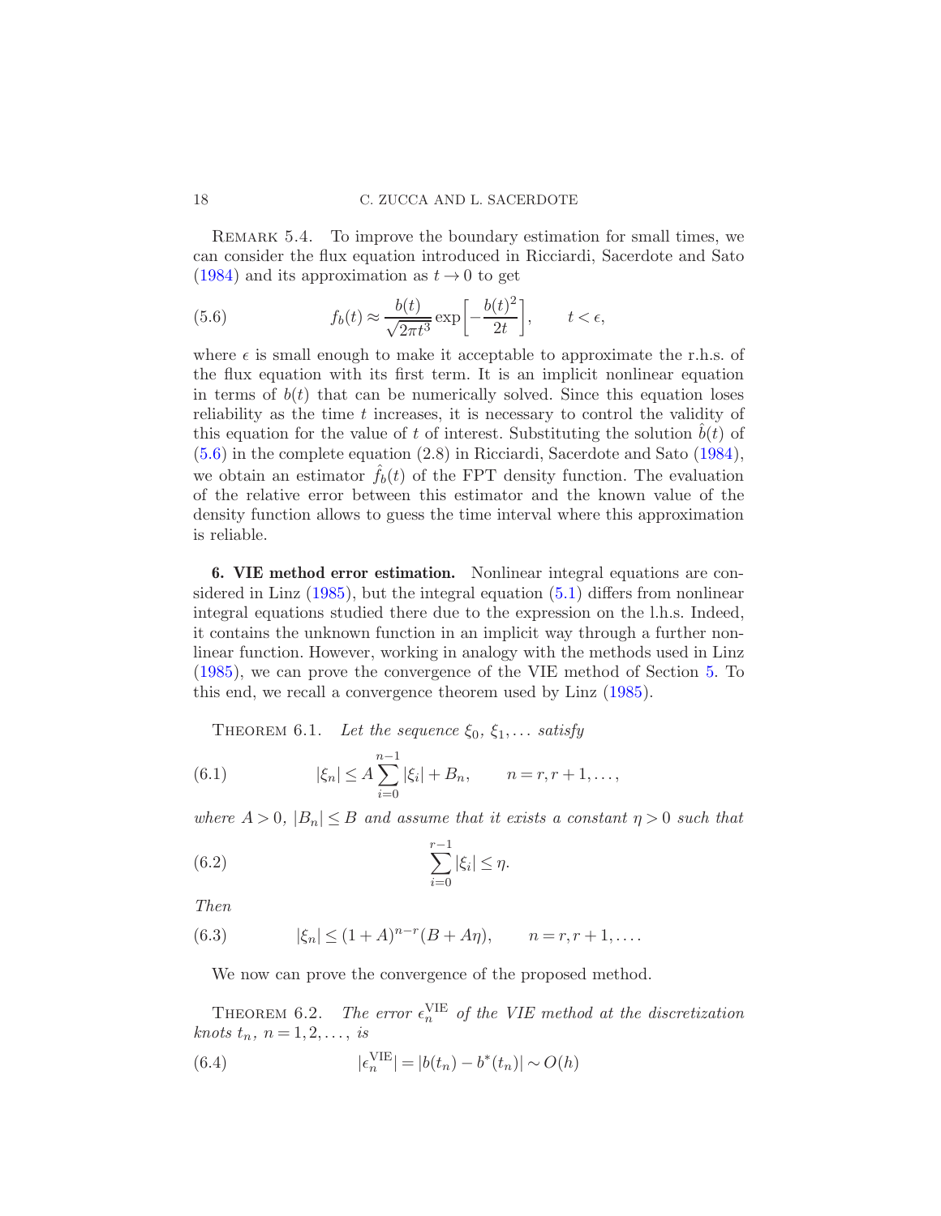Remark 5.4. To improve the boundary estimation for small times, we can consider the flux equation introduced in Ricciardi, Sacerdote and Sato (1984) and its approximation as $t \to 0$ to get

$$f_b(t) \approx \frac{b(t)}{\sqrt{2\pi t^3}} \exp\left[-\frac{b(t)^2}{2t}\right], \qquad t < \epsilon, \tag{5.6}$$

where $\epsilon$ is small enough to make it acceptable to approximate the r.h.s. of the flux equation with its first term. It is an implicit nonlinear equation in terms of $b(t)$ that can be numerically solved. Since this equation loses reliability as the time $t$ increases, it is necessary to control the validity of this equation for the value of $t$ of interest. Substituting the solution $\hat{b}(t)$ of (5.6) in the complete equation (2.8) in Ricciardi, Sacerdote and Sato (1984), we obtain an estimator $\hat{f}_b(t)$ of the FPT density function. The evaluation of the relative error between this estimator and the known value of the density function allows to guess the time interval where this approximation is reliable.

## 6. VIE method error estimation.

Nonlinear integral equations are considered in Linz (1985), but the integral equation (5.1) differs from nonlinear integral equations studied there due to the expression on the l.h.s. Indeed, it contains the unknown function in an implicit way through a further nonlinear function. However, working in analogy with the methods used in Linz (1985), we can prove the convergence of the VIE method of Section 5. To this end, we recall a convergence theorem used by Linz (1985).

Theorem 6.1. *Let the sequence $\xi_0$, $\xi_1, \dots$ satisfy*

$$|\xi_n| \le A \sum_{i=0}^{n-1} |\xi_i| + B_n, \qquad n = r, r+1, \dots, \tag{6.1}$$

*where $A > 0$, $|B_n| \le B$ and assume that it exists a constant $\eta > 0$ such that*

$$\sum_{i=0}^{r-1} |\xi_i| \le \eta. \tag{6.2}$$

*Then*

$$|\xi_n| \le (1 + A)^{n-r}(B + A\eta), \qquad n = r, r+1, \dots. \tag{6.3}$$

We now can prove the convergence of the proposed method.

Theorem 6.2. *The error $\epsilon_n^{\mathrm{VIE}}$ of the VIE method at the discretization knots $t_n$, $n = 1, 2, \dots,$ is*

$$|\epsilon_n^{\mathrm{VIE}}| = |b(t_n) - b^*(t_n)| \sim O(h) \tag{6.4}$$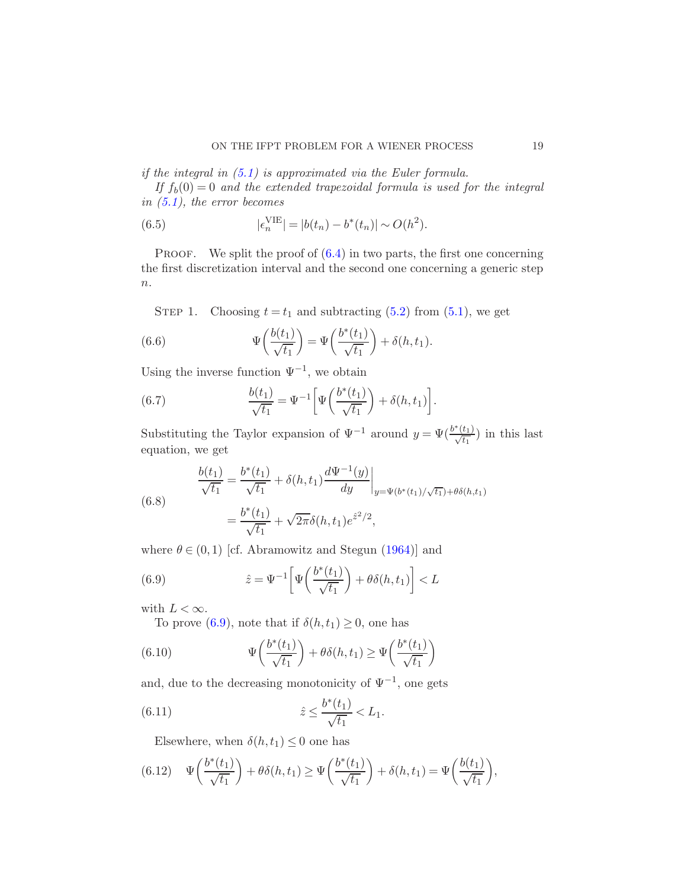*if the integral in (5.1) is approximated via the Euler formula.*

*If $f_b(0) = 0$ and the extended trapezoidal formula is used for the integral in (5.1), the error becomes*

$$|\epsilon_n^{\mathrm{VIE}}| = |b(t_n) - b^*(t_n)| \sim O(h^2). \tag{6.5}$$

PROOF. We split the proof of (6.4) in two parts, the first one concerning the first discretization interval and the second one concerning a generic step $n$.

STEP 1. Choosing $t = t_1$ and subtracting (5.2) from (5.1), we get

$$\Psi\left(\frac{b(t_1)}{\sqrt{t_1}}\right) = \Psi\left(\frac{b^*(t_1)}{\sqrt{t_1}}\right) + \delta(h, t_1). \tag{6.6}$$

Using the inverse function $\Psi^{-1}$, we obtain

$$\frac{b(t_1)}{\sqrt{t_1}} = \Psi^{-1}\left[\Psi\left(\frac{b^*(t_1)}{\sqrt{t_1}}\right) + \delta(h, t_1)\right]. \tag{6.7}$$

Substituting the Taylor expansion of $\Psi^{-1}$ around $y = \Psi(\frac{b^*(t_1)}{\sqrt{t_1}})$ in this last equation, we get

$$\begin{aligned} \frac{b(t_1)}{\sqrt{t_1}} &= \frac{b^*(t_1)}{\sqrt{t_1}} + \delta(h, t_1) \frac{d\Psi^{-1}(y)}{dy}\bigg|_{y=\Psi(b^*(t_1)/\sqrt{t_1})+\theta\delta(h,t_1)} \\ &= \frac{b^*(t_1)}{\sqrt{t_1}} + \sqrt{2\pi}\delta(h, t_1) e^{\hat{z}^2/2}, \end{aligned} \tag{6.8}$$

where $\theta \in (0, 1)$ [cf. Abramowitz and Stegun (1964)] and

$$\hat{z} = \Psi^{-1}\left[\Psi\left(\frac{b^*(t_1)}{\sqrt{t_1}}\right) + \theta\delta(h, t_1)\right] < L \tag{6.9}$$

with $L < \infty$.

To prove (6.9), note that if $\delta(h, t_1) \geq 0$, one has

$$\Psi\left(\frac{b^*(t_1)}{\sqrt{t_1}}\right) + \theta\delta(h, t_1) \geq \Psi\left(\frac{b^*(t_1)}{\sqrt{t_1}}\right) \tag{6.10}$$

and, due to the decreasing monotonicity of $\Psi^{-1}$, one gets

$$\hat{z} \leq \frac{b^*(t_1)}{\sqrt{t_1}} < L_1. \tag{6.11}$$

Elsewhere, when $\delta(h, t_1) \leq 0$ one has

$$\Psi\left(\frac{b^*(t_1)}{\sqrt{t_1}}\right) + \theta\delta(h, t_1) \geq \Psi\left(\frac{b^*(t_1)}{\sqrt{t_1}}\right) + \delta(h, t_1) = \Psi\left(\frac{b(t_1)}{\sqrt{t_1}}\right), \tag{6.12}$$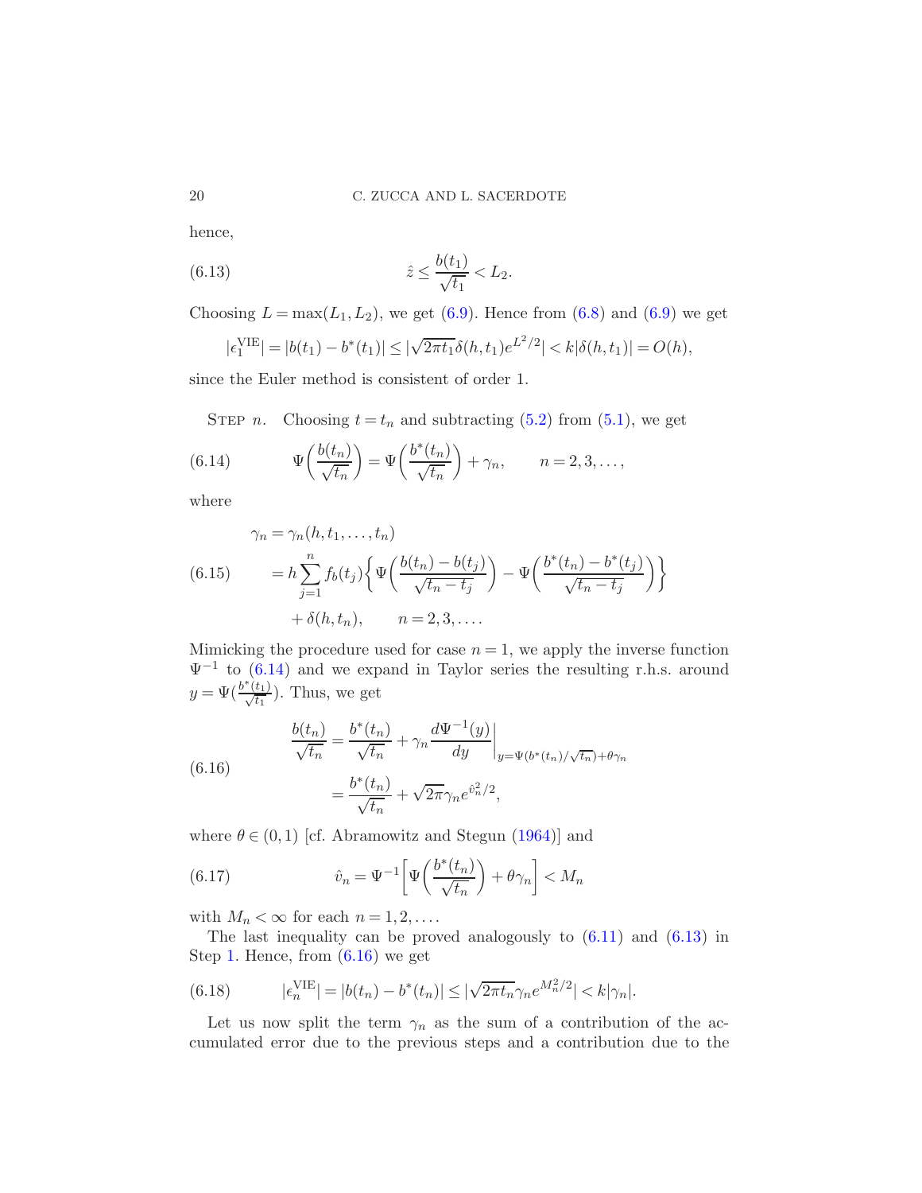hence,

$$\hat{z} \le \frac{b(t_1)}{\sqrt{t_1}} < L_2. \tag{6.13}$$

Choosing $L = \max(L_1, L_2)$, we get (6.9). Hence from (6.8) and (6.9) we get

$$|\epsilon_1^{\mathrm{VIE}}| = |b(t_1) - b^*(t_1)| \le |\sqrt{2\pi t_1}\delta(h, t_1)e^{L^2/2}| < k|\delta(h, t_1)| = O(h),$$

since the Euler method is consistent of order 1.

STEP $n$. Choosing $t = t_n$ and subtracting (5.2) from (5.1), we get

$$\Psi\left(\frac{b(t_n)}{\sqrt{t_n}}\right) = \Psi\left(\frac{b^*(t_n)}{\sqrt{t_n}}\right) + \gamma_n, \qquad n = 2, 3, \ldots, \tag{6.14}$$

where

$$\begin{aligned}
\gamma_n &= \gamma_n(h, t_1, \ldots, t_n) \\
&= h\sum_{j=1}^{n} f_b(t_j)\left\{\Psi\left(\frac{b(t_n) - b(t_j)}{\sqrt{t_n - t_j}}\right) - \Psi\left(\frac{b^*(t_n) - b^*(t_j)}{\sqrt{t_n - t_j}}\right)\right\} \\
&\quad + \delta(h, t_n), \qquad n = 2, 3, \ldots.
\end{aligned} \tag{6.15}$$

Mimicking the procedure used for case $n = 1$, we apply the inverse function $\Psi^{-1}$ to (6.14) and we expand in Taylor series the resulting r.h.s. around $y = \Psi(\frac{b^*(t_1)}{\sqrt{t_1}})$. Thus, we get

$$\begin{aligned}
\frac{b(t_n)}{\sqrt{t_n}} &= \frac{b^*(t_n)}{\sqrt{t_n}} + \gamma_n \frac{d\Psi^{-1}(y)}{dy}\bigg|_{y=\Psi(b^*(t_n)/\sqrt{t_n})+\theta\gamma_n} \\
&= \frac{b^*(t_n)}{\sqrt{t_n}} + \sqrt{2\pi}\gamma_n e^{\hat{v}_n^2/2},
\end{aligned} \tag{6.16}$$

where $\theta \in (0, 1)$ [cf. Abramowitz and Stegun (1964)] and

$$\hat{v}_n = \Psi^{-1}\left[\Psi\left(\frac{b^*(t_n)}{\sqrt{t_n}}\right) + \theta\gamma_n\right] < M_n \tag{6.17}$$

with $M_n < \infty$ for each $n = 1, 2, \ldots$.

The last inequality can be proved analogously to (6.11) and (6.13) in Step 1. Hence, from (6.16) we get

$$|\epsilon_n^{\mathrm{VIE}}| = |b(t_n) - b^*(t_n)| \le |\sqrt{2\pi t_n}\gamma_n e^{M_n^2/2}| < k|\gamma_n|. \tag{6.18}$$

Let us now split the term $\gamma_n$ as the sum of a contribution of the accumulated error due to the previous steps and a contribution due to the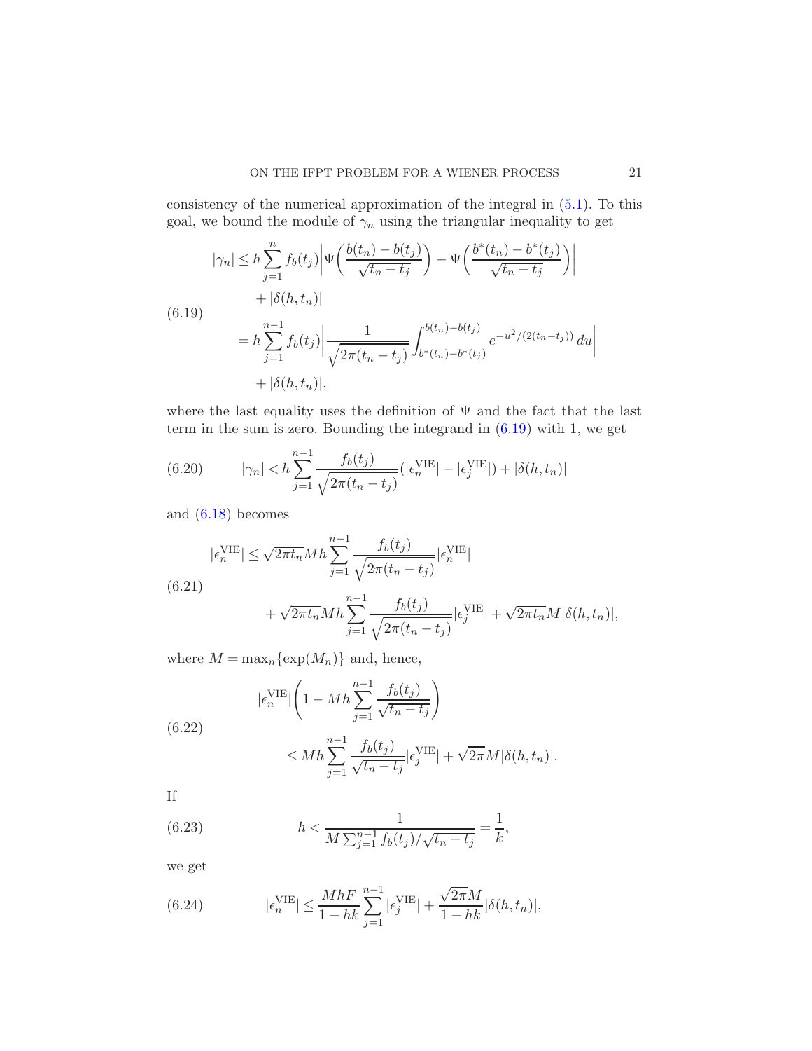consistency of the numerical approximation of the integral in (5.1). To this goal, we bound the module of $\gamma_n$ using the triangular inequality to get

$$
\begin{aligned}
|\gamma_n| &\le h \sum_{j=1}^{n} f_b(t_j) \left| \Psi\left( \frac{b(t_n) - b(t_j)}{\sqrt{t_n - t_j}} \right) - \Psi\left( \frac{b^*(t_n) - b^*(t_j)}{\sqrt{t_n - t_j}} \right) \right| \\
&\quad + |\delta(h, t_n)| \\
&= h \sum_{j=1}^{n-1} f_b(t_j) \left| \frac{1}{\sqrt{2\pi(t_n - t_j)}} \int_{b^*(t_n)-b^*(t_j)}^{b(t_n)-b(t_j)} e^{-u^2/(2(t_n - t_j))}\, du \right| \\
&\quad + |\delta(h, t_n)|,
\end{aligned}
\tag{6.19}
$$

where the last equality uses the definition of $\Psi$ and the fact that the last term in the sum is zero. Bounding the integrand in (6.19) with 1, we get

$$
|\gamma_n| < h \sum_{j=1}^{n-1} \frac{f_b(t_j)}{\sqrt{2\pi(t_n - t_j)}} (|\epsilon_n^{\mathrm{VIE}}| - |\epsilon_j^{\mathrm{VIE}}|) + |\delta(h, t_n)| \tag{6.20}
$$

and (6.18) becomes

$$
\begin{aligned}
|\epsilon_n^{\mathrm{VIE}}| &\le \sqrt{2\pi t_n} M h \sum_{j=1}^{n-1} \frac{f_b(t_j)}{\sqrt{2\pi(t_n - t_j)}} |\epsilon_n^{\mathrm{VIE}}| \\
&\quad + \sqrt{2\pi t_n} M h \sum_{j=1}^{n-1} \frac{f_b(t_j)}{\sqrt{2\pi(t_n - t_j)}} |\epsilon_j^{\mathrm{VIE}}| + \sqrt{2\pi t_n} M |\delta(h, t_n)|,
\end{aligned}
\tag{6.21}
$$

where $M = \max_n\{\exp(M_n)\}$ and, hence,

$$
\begin{aligned}
|\epsilon_n^{\mathrm{VIE}}| &\left( 1 - Mh \sum_{j=1}^{n-1} \frac{f_b(t_j)}{\sqrt{t_n - t_j}} \right) \\
&\le Mh \sum_{j=1}^{n-1} \frac{f_b(t_j)}{\sqrt{t_n - t_j}} |\epsilon_j^{\mathrm{VIE}}| + \sqrt{2\pi} M |\delta(h, t_n)|.
\end{aligned}
\tag{6.22}
$$

If

$$
h < \frac{1}{M \sum_{j=1}^{n-1} f_b(t_j)/\sqrt{t_n - t_j}} = \frac{1}{k}, \tag{6.23}
$$

we get

$$
|\epsilon_n^{\mathrm{VIE}}| \le \frac{MhF}{1 - hk} \sum_{j=1}^{n-1} |\epsilon_j^{\mathrm{VIE}}| + \frac{\sqrt{2\pi} M}{1 - hk} |\delta(h, t_n)|, \tag{6.24}
$$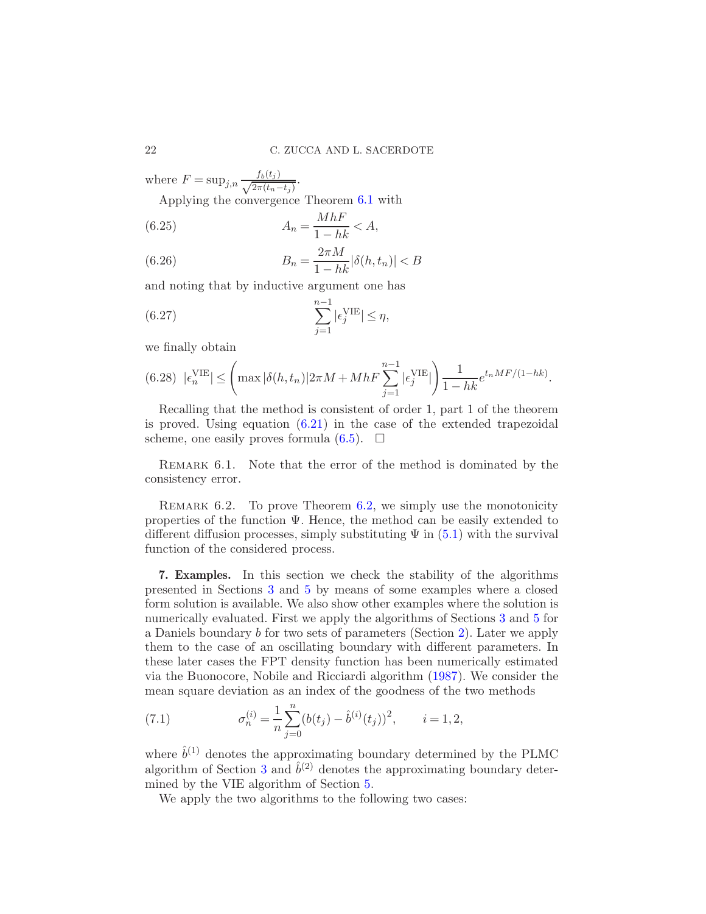where $F = \sup_{j,n} \frac{f_b(t_j)}{\sqrt{2\pi(t_n - t_j)}}$.

Applying the convergence Theorem 6.1 with

$$A_n = \frac{MhF}{1 - hk} < A, \tag{6.25}$$

$$B_n = \frac{2\pi M}{1 - hk} |\delta(h, t_n)| < B \tag{6.26}$$

and noting that by inductive argument one has

$$\sum_{j=1}^{n-1} |\epsilon_j^{\mathrm{VIE}}| \leq \eta, \tag{6.27}$$

we finally obtain

$$|\epsilon_n^{\mathrm{VIE}}| \leq \left( \max |\delta(h, t_n)| 2\pi M + MhF \sum_{j=1}^{n-1} |\epsilon_j^{\mathrm{VIE}}| \right) \frac{1}{1 - hk} e^{t_n MF/(1-hk)}. \tag{6.28}$$

Recalling that the method is consistent of order 1, part 1 of the theorem is proved. Using equation (6.21) in the case of the extended trapezoidal scheme, one easily proves formula (6.5). $\square$

Remark 6.1. Note that the error of the method is dominated by the consistency error.

Remark 6.2. To prove Theorem 6.2, we simply use the monotonicity properties of the function $\Psi$. Hence, the method can be easily extended to different diffusion processes, simply substituting $\Psi$ in (5.1) with the survival function of the considered process.

## 7. Examples.

In this section we check the stability of the algorithms presented in Sections 3 and 5 by means of some examples where a closed form solution is available. We also show other examples where the solution is numerically evaluated. First we apply the algorithms of Sections 3 and 5 for a Daniels boundary $b$ for two sets of parameters (Section 2). Later we apply them to the case of an oscillating boundary with different parameters. In these later cases the FPT density function has been numerically estimated via the Buonocore, Nobile and Ricciardi algorithm (1987). We consider the mean square deviation as an index of the goodness of the two methods

$$\sigma_n^{(i)} = \frac{1}{n} \sum_{j=0}^{n} (b(t_j) - \hat{b}^{(i)}(t_j))^2, \qquad i = 1, 2, \tag{7.1}$$

where $\hat{b}^{(1)}$ denotes the approximating boundary determined by the PLMC algorithm of Section 3 and $\hat{b}^{(2)}$ denotes the approximating boundary determined by the VIE algorithm of Section 5.

We apply the two algorithms to the following two cases: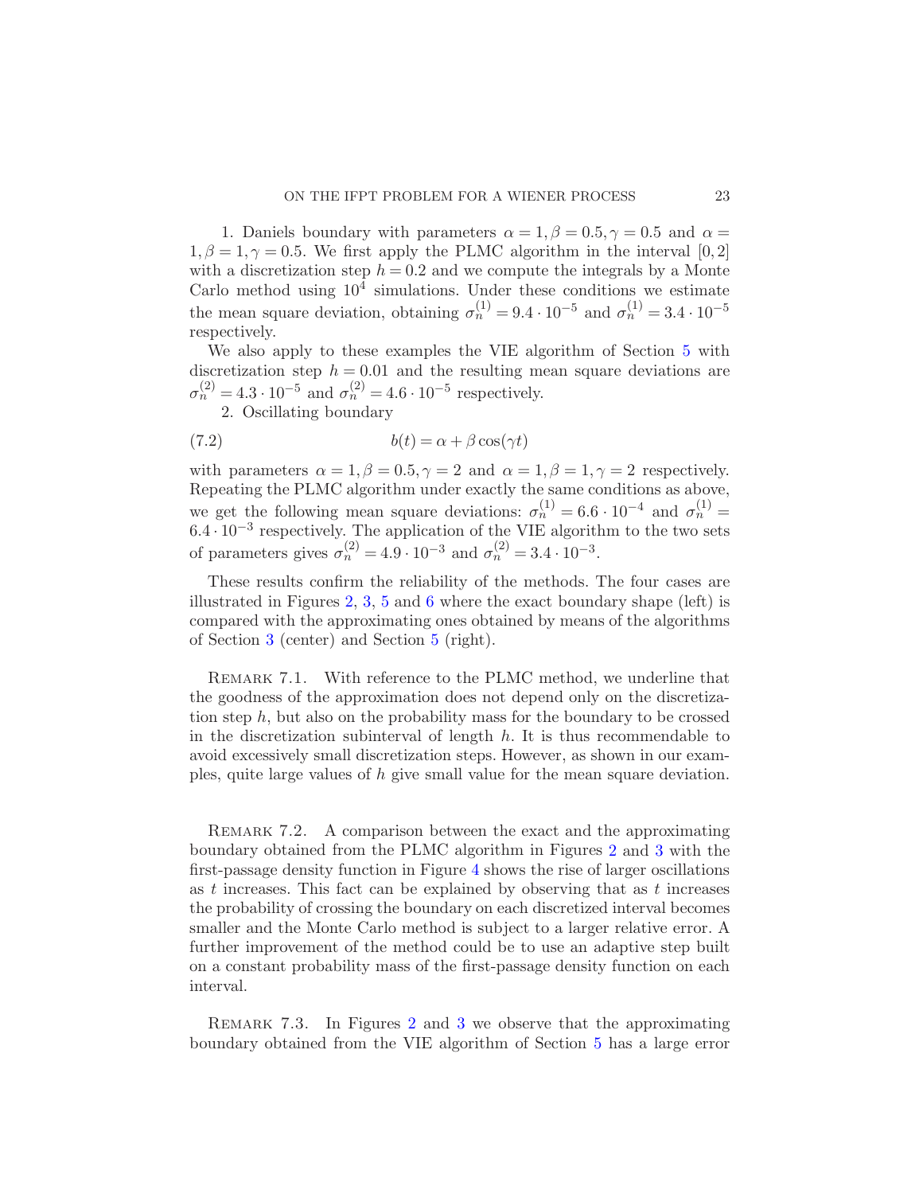1. Daniels boundary with parameters $\alpha = 1, \beta = 0.5, \gamma = 0.5$ and $\alpha = 1, \beta = 1, \gamma = 0.5$. We first apply the PLMC algorithm in the interval $[0, 2]$ with a discretization step $h = 0.2$ and we compute the integrals by a Monte Carlo method using $10^4$ simulations. Under these conditions we estimate the mean square deviation, obtaining $\sigma_n^{(1)} = 9.4 \cdot 10^{-5}$ and $\sigma_n^{(1)} = 3.4 \cdot 10^{-5}$ respectively.

We also apply to these examples the VIE algorithm of Section 5 with discretization step $h = 0.01$ and the resulting mean square deviations are $\sigma_n^{(2)} = 4.3 \cdot 10^{-5}$ and $\sigma_n^{(2)} = 4.6 \cdot 10^{-5}$ respectively.

2. Oscillating boundary

$$b(t) = \alpha + \beta \cos(\gamma t) \tag{7.2}$$

with parameters $\alpha = 1, \beta = 0.5, \gamma = 2$ and $\alpha = 1, \beta = 1, \gamma = 2$ respectively. Repeating the PLMC algorithm under exactly the same conditions as above, we get the following mean square deviations: $\sigma_n^{(1)} = 6.6 \cdot 10^{-4}$ and $\sigma_n^{(1)} = 6.4 \cdot 10^{-3}$ respectively. The application of the VIE algorithm to the two sets of parameters gives $\sigma_n^{(2)} = 4.9 \cdot 10^{-3}$ and $\sigma_n^{(2)} = 3.4 \cdot 10^{-3}$.

These results confirm the reliability of the methods. The four cases are illustrated in Figures 2, 3, 5 and 6 where the exact boundary shape (left) is compared with the approximating ones obtained by means of the algorithms of Section 3 (center) and Section 5 (right).

Remark 7.1. With reference to the PLMC method, we underline that the goodness of the approximation does not depend only on the discretization step $h$, but also on the probability mass for the boundary to be crossed in the discretization subinterval of length $h$. It is thus recommendable to avoid excessively small discretization steps. However, as shown in our examples, quite large values of $h$ give small value for the mean square deviation.

Remark 7.2. A comparison between the exact and the approximating boundary obtained from the PLMC algorithm in Figures 2 and 3 with the first-passage density function in Figure 4 shows the rise of larger oscillations as $t$ increases. This fact can be explained by observing that as $t$ increases the probability of crossing the boundary on each discretized interval becomes smaller and the Monte Carlo method is subject to a larger relative error. A further improvement of the method could be to use an adaptive step built on a constant probability mass of the first-passage density function on each interval.

Remark 7.3. In Figures 2 and 3 we observe that the approximating boundary obtained from the VIE algorithm of Section 5 has a large error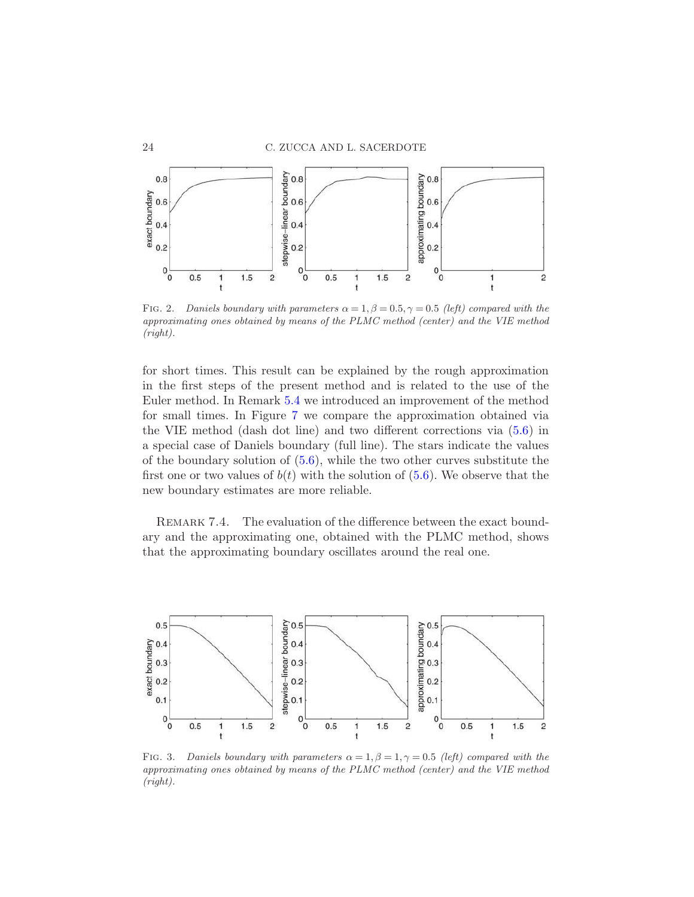FIG. 2. *Daniels boundary with parameters $\alpha = 1, \beta = 0.5, \gamma = 0.5$ (left) compared with the approximating ones obtained by means of the PLMC method (center) and the VIE method (right).*

for short times. This result can be explained by the rough approximation in the first steps of the present method and is related to the use of the Euler method. In Remark 5.4 we introduced an improvement of the method for small times. In Figure 7 we compare the approximation obtained via the VIE method (dash dot line) and two different corrections via (5.6) in a special case of Daniels boundary (full line). The stars indicate the values of the boundary solution of (5.6), while the two other curves substitute the first one or two values of $b(t)$ with the solution of (5.6). We observe that the new boundary estimates are more reliable.

REMARK 7.4. The evaluation of the difference between the exact boundary and the approximating one, obtained with the PLMC method, shows that the approximating boundary oscillates around the real one.

FIG. 3. *Daniels boundary with parameters $\alpha = 1, \beta = 1, \gamma = 0.5$ (left) compared with the approximating ones obtained by means of the PLMC method (center) and the VIE method (right).*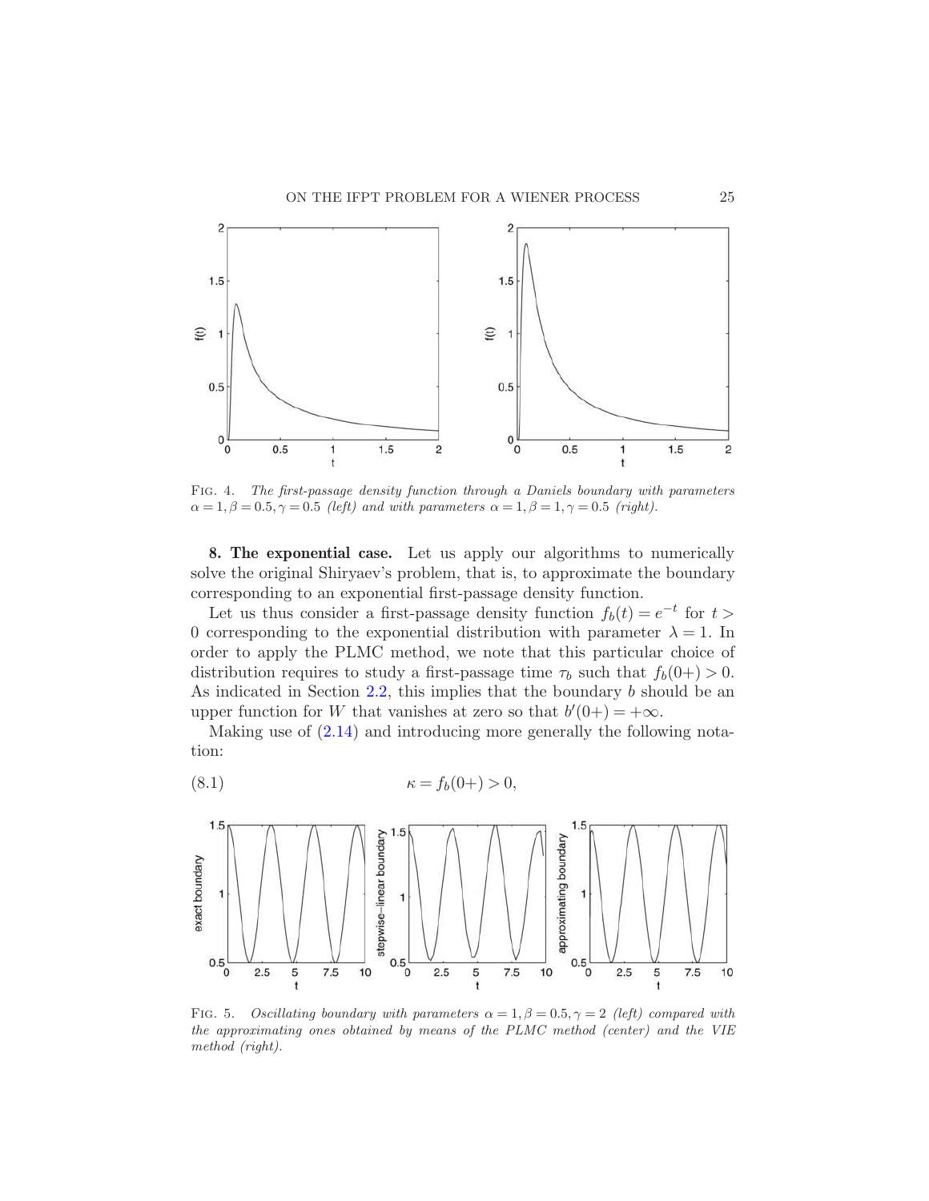FIG. 4. *The first-passage density function through a Daniels boundary with parameters $\alpha = 1, \beta = 0.5, \gamma = 0.5$ (left) and with parameters $\alpha = 1, \beta = 1, \gamma = 0.5$ (right).*

## 8. The exponential case.

Let us apply our algorithms to numerically solve the original Shiryaev's problem, that is, to approximate the boundary corresponding to an exponential first-passage density function.

Let us thus consider a first-passage density function $f_b(t) = e^{-t}$ for $t > 0$ corresponding to the exponential distribution with parameter $\lambda = 1$. In order to apply the PLMC method, we note that this particular choice of distribution requires to study a first-passage time $\tau_b$ such that $f_b(0+) > 0$. As indicated in Section 2.2, this implies that the boundary $b$ should be an upper function for $W$ that vanishes at zero so that $b'(0+) = +\infty$.

Making use of (2.14) and introducing more generally the following notation:

$$\kappa = f_b(0+) > 0, \tag{8.1}$$

FIG. 5. *Oscillating boundary with parameters $\alpha = 1, \beta = 0.5, \gamma = 2$ (left) compared with the approximating ones obtained by means of the PLMC method (center) and the VIE method (right).*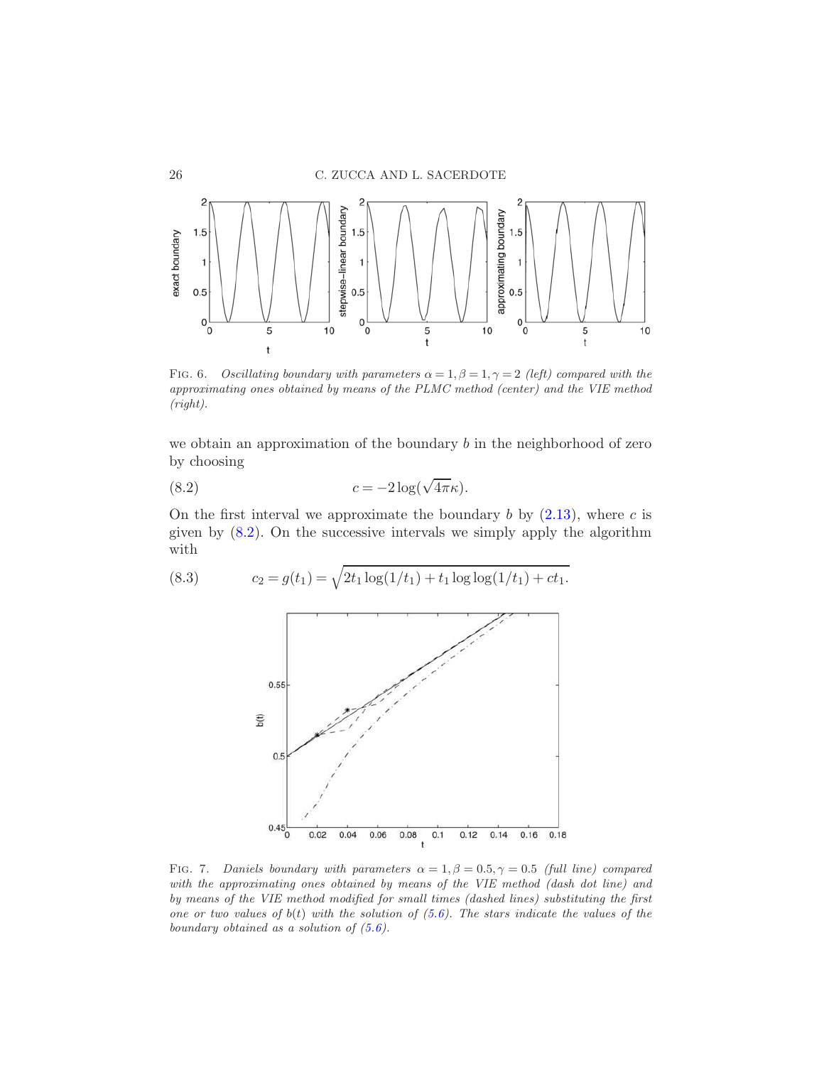FIG. 6. *Oscillating boundary with parameters $\alpha = 1, \beta = 1, \gamma = 2$ (left) compared with the approximating ones obtained by means of the PLMC method (center) and the VIE method (right).*

we obtain an approximation of the boundary $b$ in the neighborhood of zero by choosing

$$c = -2\log(\sqrt{4\pi}\kappa). \tag{8.2}$$

On the first interval we approximate the boundary $b$ by (2.13), where $c$ is given by (8.2). On the successive intervals we simply apply the algorithm with

$$c_2 = g(t_1) = \sqrt{2t_1 \log(1/t_1) + t_1 \log\log(1/t_1) + ct_1}. \tag{8.3}$$

FIG. 7. *Daniels boundary with parameters $\alpha = 1, \beta = 0.5, \gamma = 0.5$ (full line) compared with the approximating ones obtained by means of the VIE method (dash dot line) and by means of the VIE method modified for small times (dashed lines) substituting the first one or two values of $b(t)$ with the solution of (5.6). The stars indicate the values of the boundary obtained as a solution of (5.6).*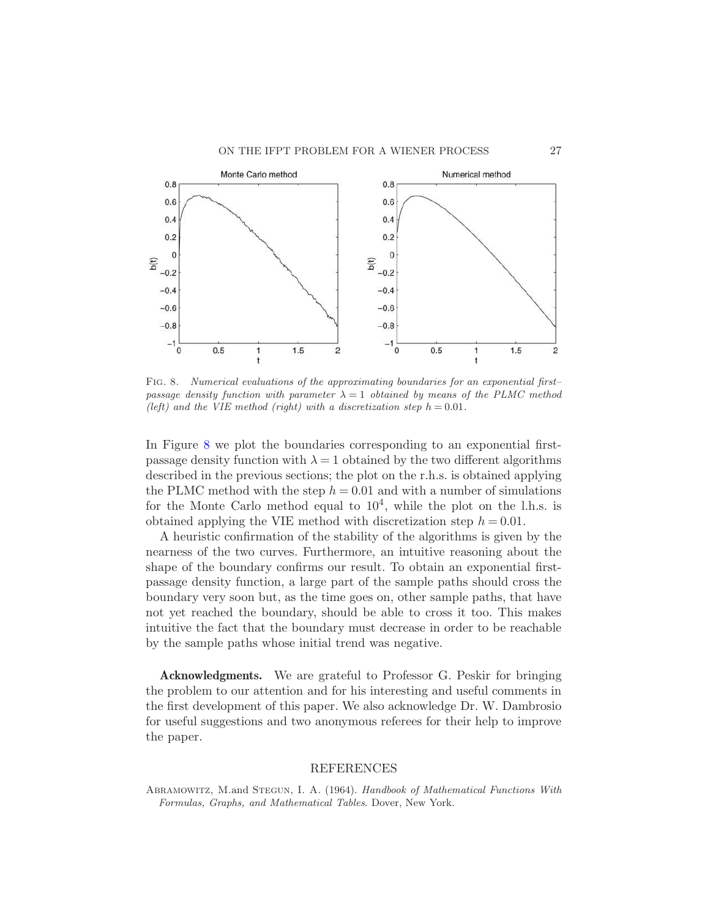Fig. 8. *Numerical evaluations of the approximating boundaries for an exponential first–passage density function with parameter $\lambda = 1$ obtained by means of the PLMC method (left) and the VIE method (right) with a discretization step $h = 0.01$.*

In Figure 8 we plot the boundaries corresponding to an exponential first-passage density function with $\lambda = 1$ obtained by the two different algorithms described in the previous sections; the plot on the r.h.s. is obtained applying the PLMC method with the step $h = 0.01$ and with a number of simulations for the Monte Carlo method equal to $10^4$, while the plot on the l.h.s. is obtained applying the VIE method with discretization step $h = 0.01$.

A heuristic confirmation of the stability of the algorithms is given by the nearness of the two curves. Furthermore, an intuitive reasoning about the shape of the boundary confirms our result. To obtain an exponential first-passage density function, a large part of the sample paths should cross the boundary very soon but, as the time goes on, other sample paths, that have not yet reached the boundary, should be able to cross it too. This makes intuitive the fact that the boundary must decrease in order to be reachable by the sample paths whose initial trend was negative.

**Acknowledgments.** We are grateful to Professor G. Peskir for bringing the problem to our attention and for his interesting and useful comments in the first development of this paper. We also acknowledge Dr. W. Dambrosio for useful suggestions and two anonymous referees for their help to improve the paper.

## REFERENCES

Abramowitz, M.and Stegun, I. A. (1964). *Handbook of Mathematical Functions With Formulas, Graphs, and Mathematical Tables*. Dover, New York.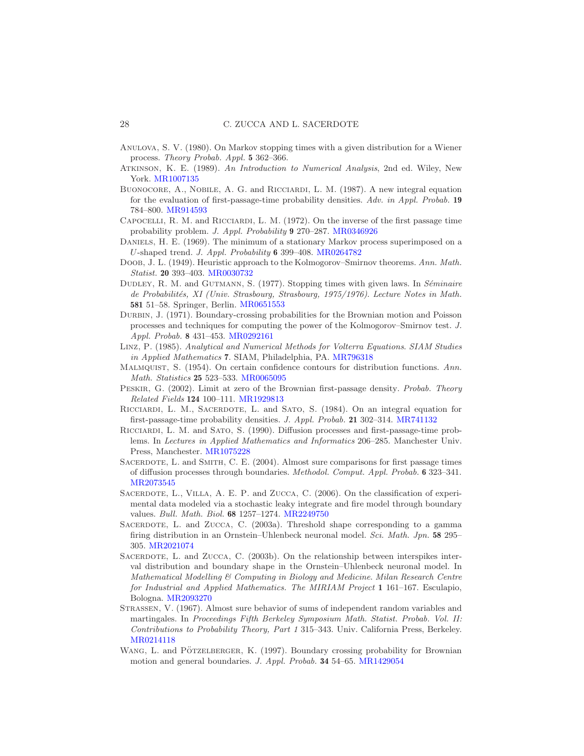Anulova, S. V. (1980). On Markov stopping times with a given distribution for a Wiener process. *Theory Probab. Appl.* **5** 362–366.

Atkinson, K. E. (1989). *An Introduction to Numerical Analysis*, 2nd ed. Wiley, New York. MR1007135

Buonocore, A., Nobile, A. G. and Ricciardi, L. M. (1987). A new integral equation for the evaluation of first-passage-time probability densities. *Adv. in Appl. Probab.* **19** 784–800. MR914593

Capocelli, R. M. and Ricciardi, L. M. (1972). On the inverse of the first passage time probability problem. *J. Appl. Probability* **9** 270–287. MR0346926

Daniels, H. E. (1969). The minimum of a stationary Markov process superimposed on a $U$-shaped trend. *J. Appl. Probability* **6** 399–408. MR0264782

Doob, J. L. (1949). Heuristic approach to the Kolmogorov–Smirnov theorems. *Ann. Math. Statist.* **20** 393–403. MR0030732

Dudley, R. M. and Gutmann, S. (1977). Stopping times with given laws. In *Séminaire de Probabilités, XI (Univ. Strasbourg, Strasbourg, 1975/1976). Lecture Notes in Math.* **581** 51–58. Springer, Berlin. MR0651553

Durbin, J. (1971). Boundary-crossing probabilities for the Brownian motion and Poisson processes and techniques for computing the power of the Kolmogorov–Smirnov test. *J. Appl. Probab.* **8** 431–453. MR0292161

Linz, P. (1985). *Analytical and Numerical Methods for Volterra Equations*. *SIAM Studies in Applied Mathematics* **7**. SIAM, Philadelphia, PA. MR796318

Malmquist, S. (1954). On certain confidence contours for distribution functions. *Ann. Math. Statistics* **25** 523–533. MR0065095

Peskir, G. (2002). Limit at zero of the Brownian first-passage density. *Probab. Theory Related Fields* **124** 100–111. MR1929813

Ricciardi, L. M., Sacerdote, L. and Sato, S. (1984). On an integral equation for first-passage-time probability densities. *J. Appl. Probab.* **21** 302–314. MR741132

Ricciardi, L. M. and Sato, S. (1990). Diffusion processes and first-passage-time problems. In *Lectures in Applied Mathematics and Informatics* 206–285. Manchester Univ. Press, Manchester. MR1075228

Sacerdote, L. and Smith, C. E. (2004). Almost sure comparisons for first passage times of diffusion processes through boundaries. *Methodol. Comput. Appl. Probab.* **6** 323–341. MR2073545

Sacerdote, L., Villa, A. E. P. and Zucca, C. (2006). On the classification of experimental data modeled via a stochastic leaky integrate and fire model through boundary values. *Bull. Math. Biol.* **68** 1257–1274. MR2249750

Sacerdote, L. and Zucca, C. (2003a). Threshold shape corresponding to a gamma firing distribution in an Ornstein–Uhlenbeck neuronal model. *Sci. Math. Jpn.* **58** 295–305. MR2021074

Sacerdote, L. and Zucca, C. (2003b). On the relationship between interspikes interval distribution and boundary shape in the Ornstein–Uhlenbeck neuronal model. In *Mathematical Modelling & Computing in Biology and Medicine. Milan Research Centre for Industrial and Applied Mathematics. The MIRIAM Project* **1** 161–167. Esculapio, Bologna. MR2093270

Strassen, V. (1967). Almost sure behavior of sums of independent random variables and martingales. In *Proceedings Fifth Berkeley Symposium Math. Statist. Probab. Vol. II: Contributions to Probability Theory, Part 1* 315–343. Univ. California Press, Berkeley. MR0214118

Wang, L. and Pötzelberger, K. (1997). Boundary crossing probability for Brownian motion and general boundaries. *J. Appl. Probab.* **34** 54–65. MR1429054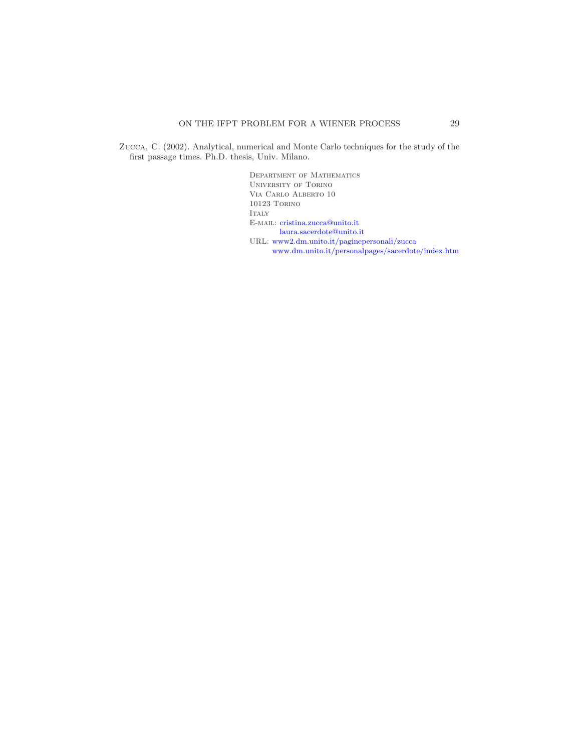Zucca, C. (2002). Analytical, numerical and Monte Carlo techniques for the study of the first passage times. Ph.D. thesis, Univ. Milano.

Department of Mathematics
University of Torino
Via Carlo Alberto 10
10123 Torino
Italy
E-mail: cristina.zucca@unito.it
laura.sacerdote@unito.it
URL: www2.dm.unito.it/paginepersonali/zucca
www.dm.unito.it/personalpages/sacerdote/index.htm